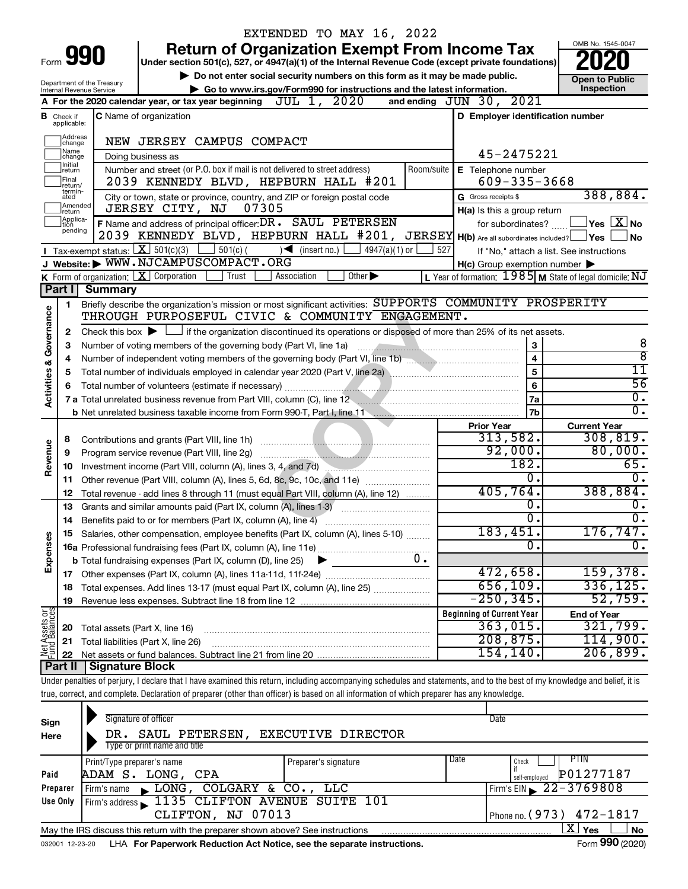EXTENDED TO MAY 16, 2022

# Form 990 — Return of Organization Exempt From Income Tax — 2020

Under section 501(c), 527, or 4947(a)(1) of the Internal Revenue Code (except private foundations)

▶ Do not enter social security numbers on this form as it may be made public.

▶ Go to www.irs.gov/Form990 for instructions and the latest information.

Department of the Treasury
Internal Revenue Service

OMB No. 1545-0047

**Open to Public Inspection**

**A** For the 2020 calendar year, or tax year beginning JUL 1, 2020 and ending JUN 30, 2021

**B** Check if applicable: Address change, Name change, Initial return, Final return/terminated, Amended return, Application pending

**C** Name of organization: NEW JERSEY CAMPUS COMPACT

Doing business as

Number and street (or P.O. box if mail is not delivered to street address) Room/suite: 2039 KENNEDY BLVD, HEPBURN HALL #201

City or town, state or province, country, and ZIP or foreign postal code: JERSEY CITY, NJ 07305

**D** Employer identification number: 45-2475221

**E** Telephone number: 609-335-3668

**G** Gross receipts $ 388,884.

**F** Name and address of principal officer: DR. SAUL PETERSEN, 2039 KENNEDY BLVD, HEPBURN HALL #201, JERSEY

**H(a)** Is this a group return for subordinates? ☐ Yes ☒ No

**H(b)** Are all subordinates included? ☐ Yes ☐ No — If "No," attach a list. See instructions

**H(c)** Group exemption number ▶

**I** Tax-exempt status: ☒ 501(c)(3) ☐ 501(c) ( ) ◀ (insert no.) ☐ 4947(a)(1) or ☐ 527

**J** Website: ▶ WWW.NJCAMPUSCOMPACT.ORG

**K** Form of organization: ☒ Corporation ☐ Trust ☐ Association ☐ Other ▶

**L** Year of formation: 1985 **M** State of legal domicile: NJ

## Part I Summary

**Activities & Governance**

1. Briefly describe the organization's mission or most significant activities: SUPPORTS COMMUNITY PROSPERITY THROUGH PURPOSEFUL CIVIC & COMMUNITY ENGAGEMENT.
2. Check this box ▶ ☐ if the organization discontinued its operations or disposed of more than 25% of its net assets.

| | | Line | Value |
|---|---|---|---|
| 3 | Number of voting members of the governing body (Part VI, line 1a) | 3 | 8 |
| 4 | Number of independent voting members of the governing body (Part VI, line 1b) | 4 | 8 |
| 5 | Total number of individuals employed in calendar year 2020 (Part V, line 2a) | 5 | 11 |
| 6 | Total number of volunteers (estimate if necessary) | 6 | 56 |
| 7a | Total unrelated business revenue from Part VIII, column (C), line 12 | 7a | 0. |
| 7b | Net unrelated business taxable income from Form 990-T, Part I, line 11 | 7b | 0. |

| | | Prior Year | Current Year |
|---|---|---|---|
| **Revenue** | | | |
| 8 | Contributions and grants (Part VIII, line 1h) | 313,582. | 308,819. |
| 9 | Program service revenue (Part VIII, line 2g) | 92,000. | 80,000. |
| 10 | Investment income (Part VIII, column (A), lines 3, 4, and 7d) | 182. | 65. |
| 11 | Other revenue (Part VIII, column (A), lines 5, 6d, 8c, 9c, 10c, and 11e) | 0. | 0. |
| 12 | Total revenue - add lines 8 through 11 (must equal Part VIII, column (A), line 12) | 405,764. | 388,884. |
| **Expenses** | | | |
| 13 | Grants and similar amounts paid (Part IX, column (A), lines 1-3) | 0. | 0. |
| 14 | Benefits paid to or for members (Part IX, column (A), line 4) | 0. | 0. |
| 15 | Salaries, other compensation, employee benefits (Part IX, column (A), lines 5-10) | 183,451. | 176,747. |
| 16a | Professional fundraising fees (Part IX, column (A), line 11e) | 0. | 0. |
| b | Total fundraising expenses (Part IX, column (D), line 25) ▶ 0. | | |
| 17 | Other expenses (Part IX, column (A), lines 11a-11d, 11f-24e) | 472,658. | 159,378. |
| 18 | Total expenses. Add lines 13-17 (must equal Part IX, column (A), line 25) | 656,109. | 336,125. |
| 19 | Revenue less expenses. Subtract line 18 from line 12 | -250,345. | 52,759. |

| **Net Assets or Fund Balances** | | Beginning of Current Year | End of Year |
|---|---|---|---|
| 20 | Total assets (Part X, line 16) | 363,015. | 321,799. |
| 21 | Total liabilities (Part X, line 26) | 208,875. | 114,900. |
| 22 | Net assets or fund balances. Subtract line 21 from line 20 | 154,140. | 206,899. |

## Part II Signature Block

Under penalties of perjury, I declare that I have examined this return, including accompanying schedules and statements, and to the best of my knowledge and belief, it is true, correct, and complete. Declaration of preparer (other than officer) is based on all information of which preparer has any knowledge.

**Sign Here**

Signature of officer — Date

DR. SAUL PETERSEN, EXECUTIVE DIRECTOR
Type or print name and title

**Paid Preparer Use Only**

| Print/Type preparer's name | Preparer's signature | Date | Check if self-employed | PTIN |
|---|---|---|---|---|
| ADAM S. LONG, CPA | | | ☐ | P01277187 |

Firm's name ▶ LONG, COLGARY & CO., LLC — Firm's EIN ▶ 22-3769808

Firm's address ▶ 1135 CLIFTON AVENUE SUITE 101, CLIFTON, NJ 07013 — Phone no. (973) 472-1817

May the IRS discuss this return with the preparer shown above? See instructions ☒ Yes ☐ No

032001 12-23-20 LHA For Paperwork Reduction Act Notice, see the separate instructions. Form **990** (2020)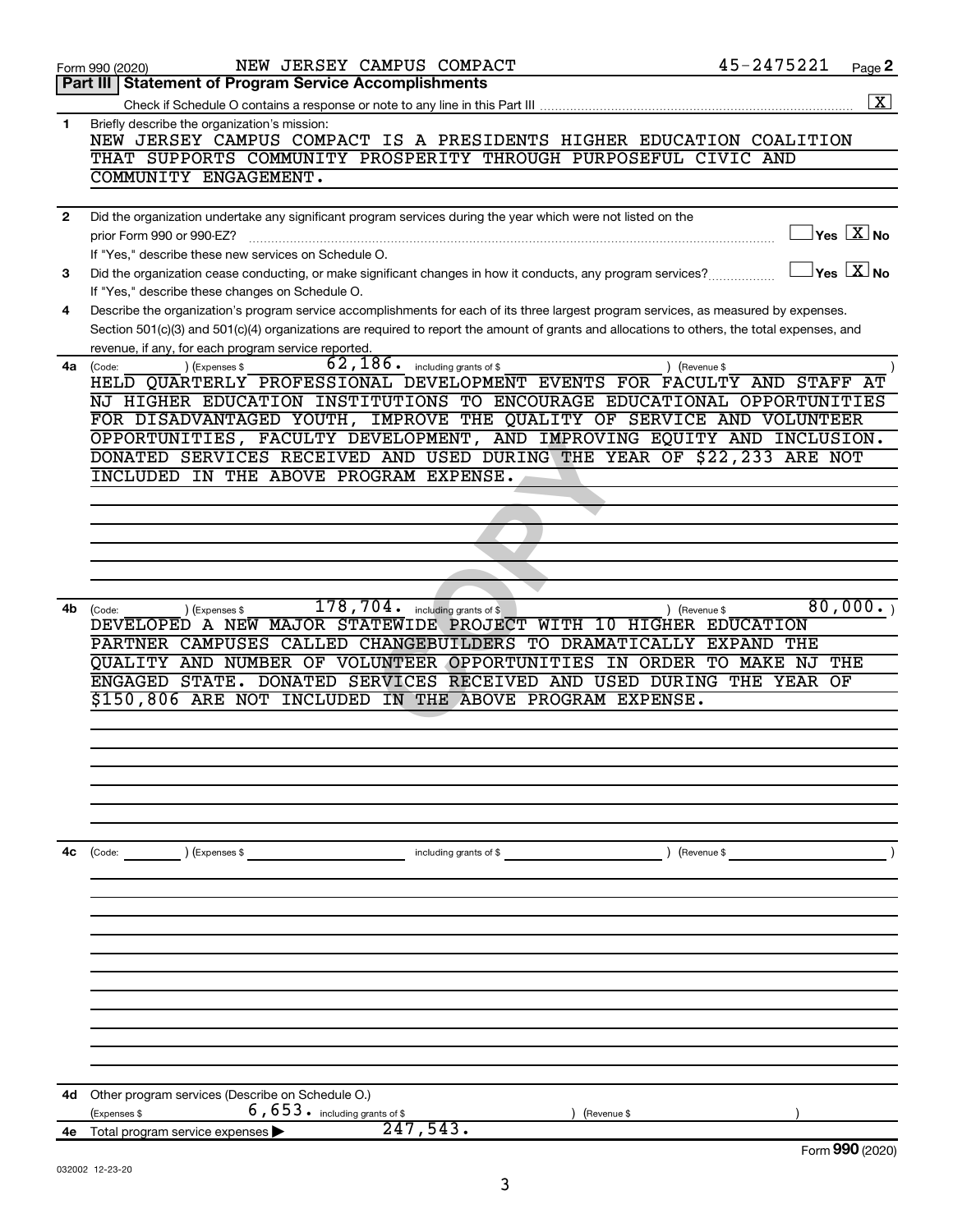Form 990 (2020) NEW JERSEY CAMPUS COMPACT 45-2475221 Page **2**

## Part III | Statement of Program Service Accomplishments

Check if Schedule O contains a response or note to any line in this Part III ..... [X]

**1** Briefly describe the organization's mission:
NEW JERSEY CAMPUS COMPACT IS A PRESIDENTS HIGHER EDUCATION COALITION THAT SUPPORTS COMMUNITY PROSPERITY THROUGH PURPOSEFUL CIVIC AND COMMUNITY ENGAGEMENT.

**2** Did the organization undertake any significant program services during the year which were not listed on the prior Form 990 or 990-EZ? ..... [ ] Yes [X] No
If "Yes," describe these new services on Schedule O.

**3** Did the organization cease conducting, or make significant changes in how it conducts, any program services? ..... [ ] Yes [X] No
If "Yes," describe these changes on Schedule O.

**4** Describe the organization's program service accomplishments for each of its three largest program services, as measured by expenses. Section 501(c)(3) and 501(c)(4) organizations are required to report the amount of grants and allocations to others, the total expenses, and revenue, if any, for each program service reported.

**4a** (Code: ) (Expenses $ 62,186. including grants of $ ) (Revenue $ )
HELD QUARTERLY PROFESSIONAL DEVELOPMENT EVENTS FOR FACULTY AND STAFF AT NJ HIGHER EDUCATION INSTITUTIONS TO ENCOURAGE EDUCATIONAL OPPORTUNITIES FOR DISADVANTAGED YOUTH, IMPROVE THE QUALITY OF SERVICE AND VOLUNTEER OPPORTUNITIES, FACULTY DEVELOPMENT, AND IMPROVING EQUITY AND INCLUSION. DONATED SERVICES RECEIVED AND USED DURING THE YEAR OF $22,233 ARE NOT INCLUDED IN THE ABOVE PROGRAM EXPENSE.

**4b** (Code: ) (Expenses $ 178,704. including grants of $ ) (Revenue $ 80,000. )
DEVELOPED A NEW MAJOR STATEWIDE PROJECT WITH 10 HIGHER EDUCATION PARTNER CAMPUSES CALLED CHANGEBUILDERS TO DRAMATICALLY EXPAND THE QUALITY AND NUMBER OF VOLUNTEER OPPORTUNITIES IN ORDER TO MAKE NJ THE ENGAGED STATE. DONATED SERVICES RECEIVED AND USED DURING THE YEAR OF $150,806 ARE NOT INCLUDED IN THE ABOVE PROGRAM EXPENSE.

**4c** (Code: ) (Expenses $ including grants of $ ) (Revenue $ )

**4d** Other program services (Describe on Schedule O.)
(Expenses $ 6,653. including grants of $ ) (Revenue $ )

**4e** Total program service expenses ▶ 247,543.

Form **990** (2020)

032002 12-23-20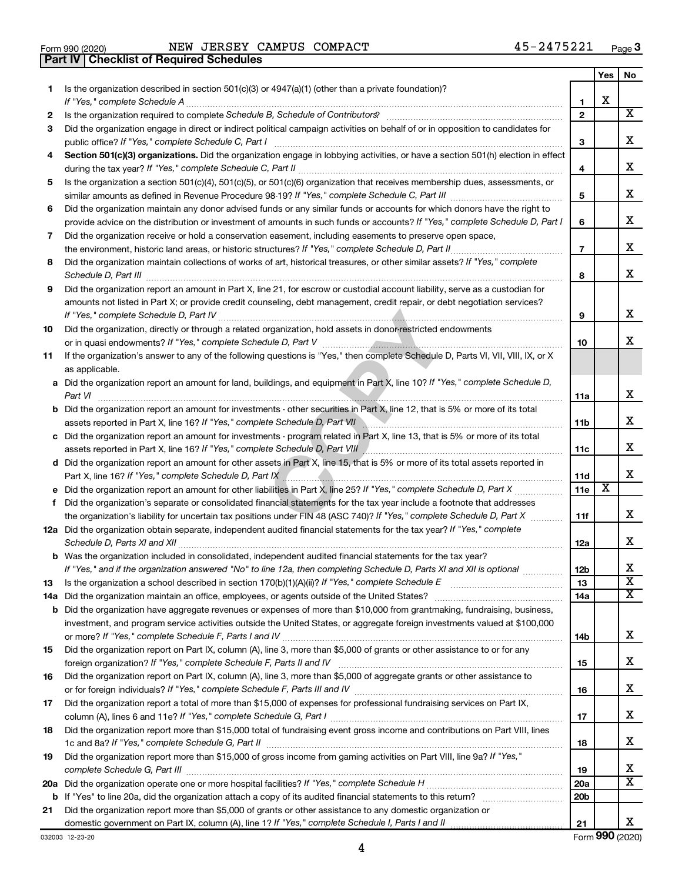Form 990 (2020) NEW JERSEY CAMPUS COMPACT 45-2475221 Page **3**

## Part IV Checklist of Required Schedules

| | | | Yes | No |
|---|---|---|---|---|
| **1** | Is the organization described in section 501(c)(3) or 4947(a)(1) (other than a private foundation)? *If "Yes," complete Schedule A* | **1** | X | |
| **2** | Is the organization required to complete *Schedule B, Schedule of Contributors*? | **2** | | X |
| **3** | Did the organization engage in direct or indirect political campaign activities on behalf of or in opposition to candidates for public office? *If "Yes," complete Schedule C, Part I* | **3** | | X |
| **4** | **Section 501(c)(3) organizations.** Did the organization engage in lobbying activities, or have a section 501(h) election in effect during the tax year? *If "Yes," complete Schedule C, Part II* | **4** | | X |
| **5** | Is the organization a section 501(c)(4), 501(c)(5), or 501(c)(6) organization that receives membership dues, assessments, or similar amounts as defined in Revenue Procedure 98-19? *If "Yes," complete Schedule C, Part III* | **5** | | X |
| **6** | Did the organization maintain any donor advised funds or any similar funds or accounts for which donors have the right to provide advice on the distribution or investment of amounts in such funds or accounts? *If "Yes," complete Schedule D, Part I* | **6** | | X |
| **7** | Did the organization receive or hold a conservation easement, including easements to preserve open space, the environment, historic land areas, or historic structures? *If "Yes," complete Schedule D, Part II* | **7** | | X |
| **8** | Did the organization maintain collections of works of art, historical treasures, or other similar assets? *If "Yes," complete Schedule D, Part III* | **8** | | X |
| **9** | Did the organization report an amount in Part X, line 21, for escrow or custodial account liability, serve as a custodian for amounts not listed in Part X; or provide credit counseling, debt management, credit repair, or debt negotiation services? *If "Yes," complete Schedule D, Part IV* | **9** | | X |
| **10** | Did the organization, directly or through a related organization, hold assets in donor-restricted endowments or in quasi endowments? *If "Yes," complete Schedule D, Part V* | **10** | | X |
| **11** | If the organization's answer to any of the following questions is "Yes," then complete Schedule D, Parts VI, VII, VIII, IX, or X as applicable. | | | |
| **a** | Did the organization report an amount for land, buildings, and equipment in Part X, line 10? *If "Yes," complete Schedule D, Part VI* | **11a** | | X |
| **b** | Did the organization report an amount for investments - other securities in Part X, line 12, that is 5% or more of its total assets reported in Part X, line 16? *If "Yes," complete Schedule D, Part VII* | **11b** | | X |
| **c** | Did the organization report an amount for investments - program related in Part X, line 13, that is 5% or more of its total assets reported in Part X, line 16? *If "Yes," complete Schedule D, Part VIII* | **11c** | | X |
| **d** | Did the organization report an amount for other assets in Part X, line 15, that is 5% or more of its total assets reported in Part X, line 16? *If "Yes," complete Schedule D, Part IX* | **11d** | | X |
| **e** | Did the organization report an amount for other liabilities in Part X, line 25? *If "Yes," complete Schedule D, Part X* | **11e** | X | |
| **f** | Did the organization's separate or consolidated financial statements for the tax year include a footnote that addresses the organization's liability for uncertain tax positions under FIN 48 (ASC 740)? *If "Yes," complete Schedule D, Part X* | **11f** | | X |
| **12a** | Did the organization obtain separate, independent audited financial statements for the tax year? *If "Yes," complete Schedule D, Parts XI and XII* | **12a** | | X |
| **b** | Was the organization included in consolidated, independent audited financial statements for the tax year? *If "Yes," and if the organization answered "No" to line 12a, then completing Schedule D, Parts XI and XII is optional* | **12b** | | X |
| **13** | Is the organization a school described in section 170(b)(1)(A)(ii)? *If "Yes," complete Schedule E* | **13** | | X |
| **14a** | Did the organization maintain an office, employees, or agents outside of the United States? | **14a** | | X |
| **b** | Did the organization have aggregate revenues or expenses of more than $10,000 from grantmaking, fundraising, business, investment, and program service activities outside the United States, or aggregate foreign investments valued at $100,000 or more? *If "Yes," complete Schedule F, Parts I and IV* | **14b** | | X |
| **15** | Did the organization report on Part IX, column (A), line 3, more than $5,000 of grants or other assistance to or for any foreign organization? *If "Yes," complete Schedule F, Parts II and IV* | **15** | | X |
| **16** | Did the organization report on Part IX, column (A), line 3, more than $5,000 of aggregate grants or other assistance to or for foreign individuals? *If "Yes," complete Schedule F, Parts III and IV* | **16** | | X |
| **17** | Did the organization report a total of more than $15,000 of expenses for professional fundraising services on Part IX, column (A), lines 6 and 11e? *If "Yes," complete Schedule G, Part I* | **17** | | X |
| **18** | Did the organization report more than $15,000 total of fundraising event gross income and contributions on Part VIII, lines 1c and 8a? *If "Yes," complete Schedule G, Part II* | **18** | | X |
| **19** | Did the organization report more than $15,000 of gross income from gaming activities on Part VIII, line 9a? *If "Yes," complete Schedule G, Part III* | **19** | | X |
| **20a** | Did the organization operate one or more hospital facilities? *If "Yes," complete Schedule H* | **20a** | | X |
| **b** | If "Yes" to line 20a, did the organization attach a copy of its audited financial statements to this return? | **20b** | | |
| **21** | Did the organization report more than $5,000 of grants or other assistance to any domestic organization or domestic government on Part IX, column (A), line 1? *If "Yes," complete Schedule I, Parts I and II* | **21** | | X |

032003 12-23-20 Form **990** (2020)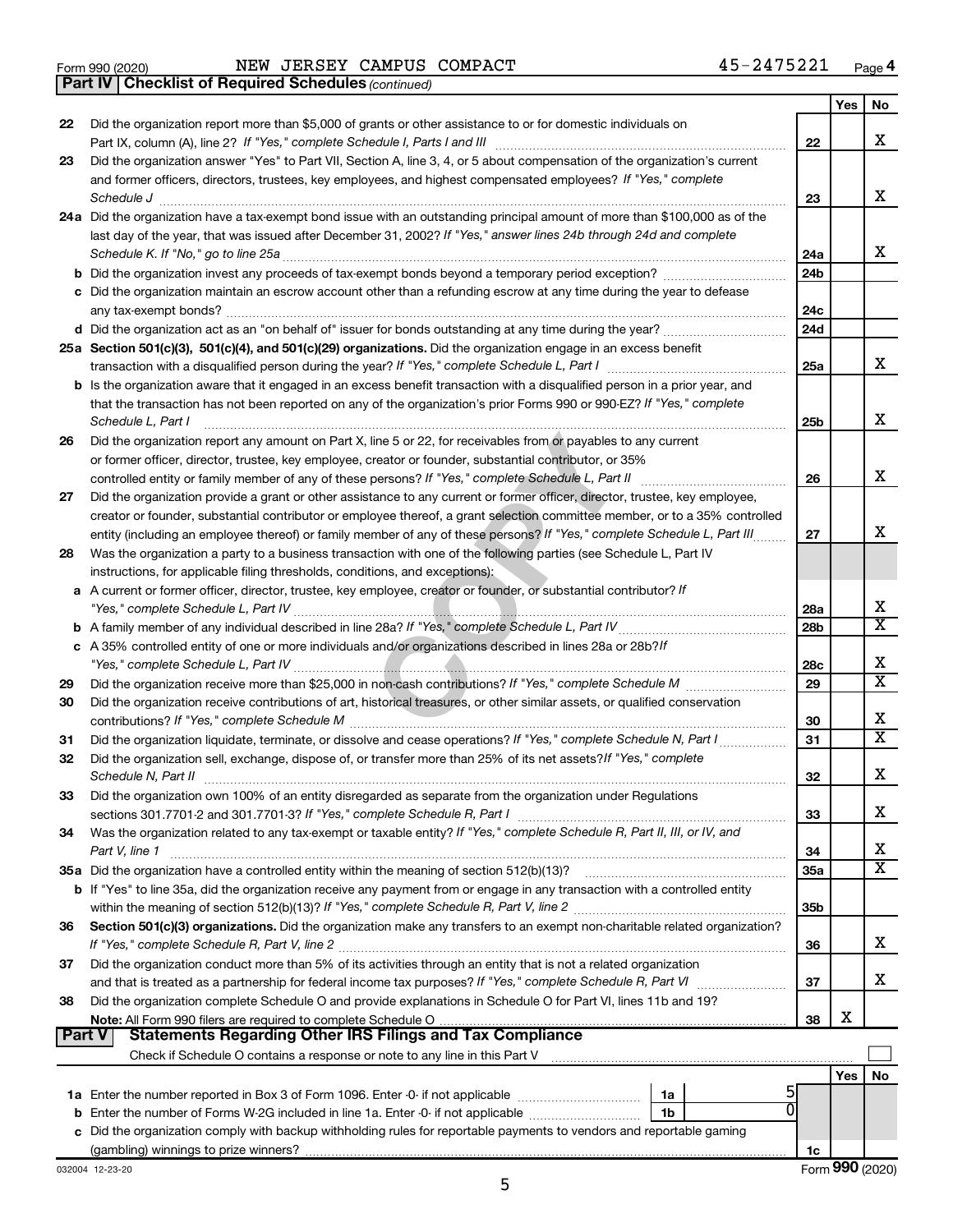Form 990 (2020) NEW JERSEY CAMPUS COMPACT 45-2475221 Page **4**

**Part IV | Checklist of Required Schedules** *(continued)*

| | | | Yes | No |
|---|---|---|---|---|
| 22 | Did the organization report more than $5,000 of grants or other assistance to or for domestic individuals on Part IX, column (A), line 2? *If "Yes," complete Schedule I, Parts I and III* | 22 | | X |
| 23 | Did the organization answer "Yes" to Part VII, Section A, line 3, 4, or 5 about compensation of the organization's current and former officers, directors, trustees, key employees, and highest compensated employees? *If "Yes," complete Schedule J* | 23 | | X |
| 24a | Did the organization have a tax-exempt bond issue with an outstanding principal amount of more than $100,000 as of the last day of the year, that was issued after December 31, 2002? *If "Yes," answer lines 24b through 24d and complete Schedule K. If "No," go to line 25a* | 24a | | X |
| b | Did the organization invest any proceeds of tax-exempt bonds beyond a temporary period exception? | 24b | | |
| c | Did the organization maintain an escrow account other than a refunding escrow at any time during the year to defease any tax-exempt bonds? | 24c | | |
| d | Did the organization act as an "on behalf of" issuer for bonds outstanding at any time during the year? | 24d | | |
| 25a | **Section 501(c)(3), 501(c)(4), and 501(c)(29) organizations.** Did the organization engage in an excess benefit transaction with a disqualified person during the year? *If "Yes," complete Schedule L, Part I* | 25a | | X |
| b | Is the organization aware that it engaged in an excess benefit transaction with a disqualified person in a prior year, and that the transaction has not been reported on any of the organization's prior Forms 990 or 990-EZ? *If "Yes," complete Schedule L, Part I* | 25b | | X |
| 26 | Did the organization report any amount on Part X, line 5 or 22, for receivables from or payables to any current or former officer, director, trustee, key employee, creator or founder, substantial contributor, or 35% controlled entity or family member of any of these persons? *If "Yes," complete Schedule L, Part II* | 26 | | X |
| 27 | Did the organization provide a grant or other assistance to any current or former officer, director, trustee, key employee, creator or founder, substantial contributor or employee thereof, a grant selection committee member, or to a 35% controlled entity (including an employee thereof) or family member of any of these persons? *If "Yes," complete Schedule L, Part III* | 27 | | X |
| 28 | Was the organization a party to a business transaction with one of the following parties (see Schedule L, Part IV instructions, for applicable filing thresholds, conditions, and exceptions): | | | |
| a | A current or former officer, director, trustee, key employee, creator or founder, or substantial contributor? *If "Yes," complete Schedule L, Part IV* | 28a | | X |
| b | A family member of any individual described in line 28a? *If "Yes," complete Schedule L, Part IV* | 28b | | X |
| c | A 35% controlled entity of one or more individuals and/or organizations described in lines 28a or 28b? *If "Yes," complete Schedule L, Part IV* | 28c | | X |
| 29 | Did the organization receive more than $25,000 in non-cash contributions? *If "Yes," complete Schedule M* | 29 | | X |
| 30 | Did the organization receive contributions of art, historical treasures, or other similar assets, or qualified conservation contributions? *If "Yes," complete Schedule M* | 30 | | X |
| 31 | Did the organization liquidate, terminate, or dissolve and cease operations? *If "Yes," complete Schedule N, Part I* | 31 | | X |
| 32 | Did the organization sell, exchange, dispose of, or transfer more than 25% of its net assets? *If "Yes," complete Schedule N, Part II* | 32 | | X |
| 33 | Did the organization own 100% of an entity disregarded as separate from the organization under Regulations sections 301.7701-2 and 301.7701-3? *If "Yes," complete Schedule R, Part I* | 33 | | X |
| 34 | Was the organization related to any tax-exempt or taxable entity? *If "Yes," complete Schedule R, Part II, III, or IV, and Part V, line 1* | 34 | | X |
| 35a | Did the organization have a controlled entity within the meaning of section 512(b)(13)? | 35a | | X |
| b | If "Yes" to line 35a, did the organization receive any payment from or engage in any transaction with a controlled entity within the meaning of section 512(b)(13)? *If "Yes," complete Schedule R, Part V, line 2* | 35b | | |
| 36 | **Section 501(c)(3) organizations.** Did the organization make any transfers to an exempt non-charitable related organization? *If "Yes," complete Schedule R, Part V, line 2* | 36 | | X |
| 37 | Did the organization conduct more than 5% of its activities through an entity that is not a related organization and that is treated as a partnership for federal income tax purposes? *If "Yes," complete Schedule R, Part VI* | 37 | | X |
| 38 | Did the organization complete Schedule O and provide explanations in Schedule O for Part VI, lines 11b and 19? **Note:** All Form 990 filers are required to complete Schedule O | 38 | X | |

**Part V | Statements Regarding Other IRS Filings and Tax Compliance**

Check if Schedule O contains a response or note to any line in this Part V ☐

| | | | | | Yes | No |
|---|---|---|---|---|---|---|
| 1a | Enter the number reported in Box 3 of Form 1096. Enter -0- if not applicable | 1a | 5 | | | |
| b | Enter the number of Forms W-2G included in line 1a. Enter -0- if not applicable | 1b | 0 | | | |
| c | Did the organization comply with backup withholding rules for reportable payments to vendors and reportable gaming (gambling) winnings to prize winners? | | | 1c | | |

032004 12-23-20 Form **990** (2020)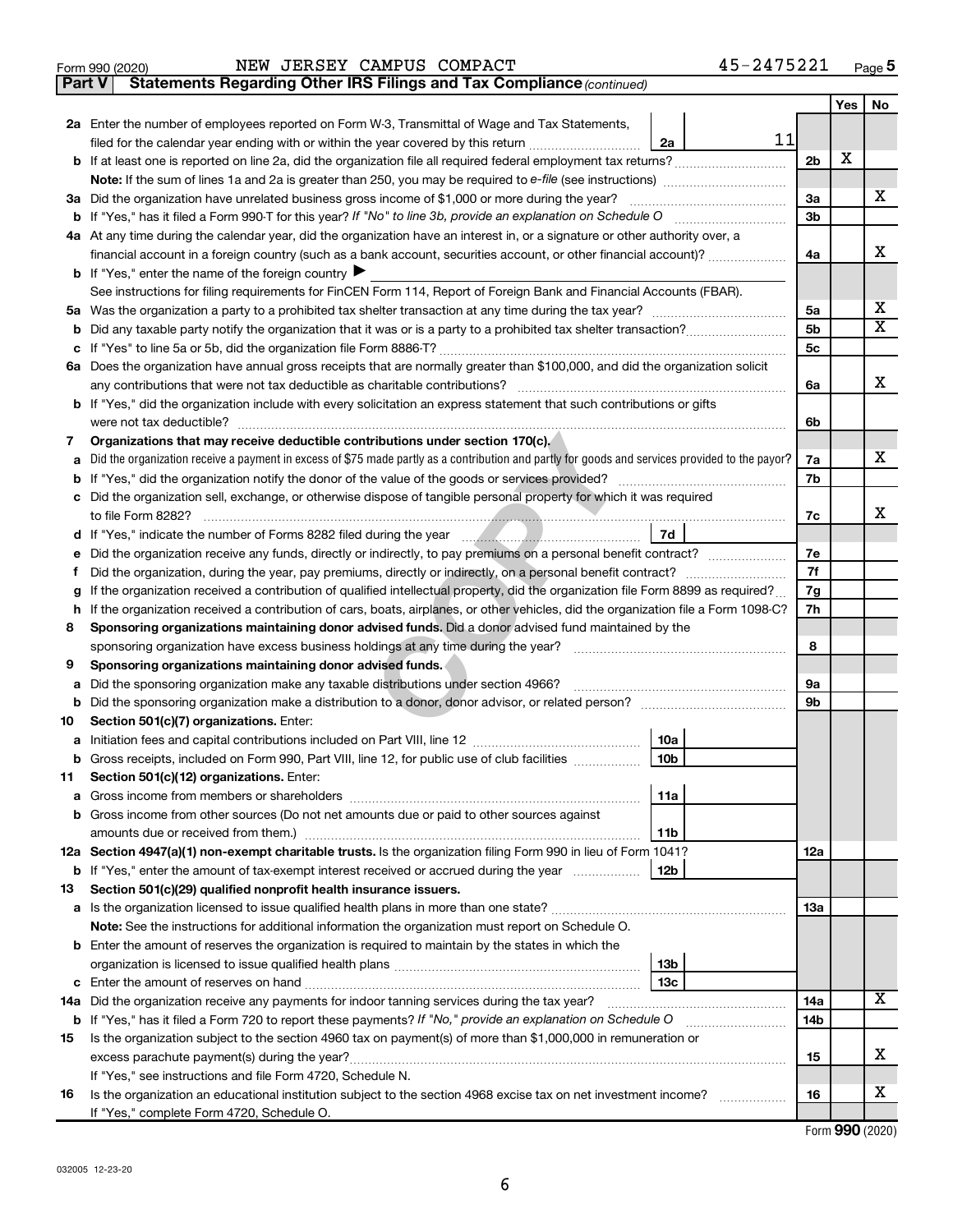Form 990 (2020) NEW JERSEY CAMPUS COMPACT 45-2475221

**Part V Statements Regarding Other IRS Filings and Tax Compliance** *(continued)*

| | | | | Yes | No |
|---|---|---|---|---|---|
| **2a** | Enter the number of employees reported on Form W-3, Transmittal of Wage and Tax Statements, filed for the calendar year ending with or within the year covered by this return | 2a 11 | | | |
| **b** | If at least one is reported on line 2a, did the organization file all required federal employment tax returns? | | 2b | X | |
| | **Note:** If the sum of lines 1a and 2a is greater than 250, you may be required to *e-file* (see instructions) | | | | |
| **3a** | Did the organization have unrelated business gross income of $1,000 or more during the year? | | 3a | | X |
| **b** | If "Yes," has it filed a Form 990-T for this year? *If "No" to line 3b, provide an explanation on Schedule O* | | 3b | | |
| **4a** | At any time during the calendar year, did the organization have an interest in, or a signature or other authority over, a financial account in a foreign country (such as a bank account, securities account, or other financial account)? | | 4a | | X |
| **b** | If "Yes," enter the name of the foreign country ▶ | | | | |
| | See instructions for filing requirements for FinCEN Form 114, Report of Foreign Bank and Financial Accounts (FBAR). | | | | |
| **5a** | Was the organization a party to a prohibited tax shelter transaction at any time during the tax year? | | 5a | | X |
| **b** | Did any taxable party notify the organization that it was or is a party to a prohibited tax shelter transaction? | | 5b | | X |
| **c** | If "Yes" to line 5a or 5b, did the organization file Form 8886-T? | | 5c | | |
| **6a** | Does the organization have annual gross receipts that are normally greater than $100,000, and did the organization solicit any contributions that were not tax deductible as charitable contributions? | | 6a | | X |
| **b** | If "Yes," did the organization include with every solicitation an express statement that such contributions or gifts were not tax deductible? | | 6b | | |
| **7** | **Organizations that may receive deductible contributions under section 170(c).** | | | | |
| **a** | Did the organization receive a payment in excess of $75 made partly as a contribution and partly for goods and services provided to the payor? | | 7a | | X |
| **b** | If "Yes," did the organization notify the donor of the value of the goods or services provided? | | 7b | | |
| **c** | Did the organization sell, exchange, or otherwise dispose of tangible personal property for which it was required to file Form 8282? | | 7c | | X |
| **d** | If "Yes," indicate the number of Forms 8282 filed during the year | 7d | | | |
| **e** | Did the organization receive any funds, directly or indirectly, to pay premiums on a personal benefit contract? | | 7e | | |
| **f** | Did the organization, during the year, pay premiums, directly or indirectly, on a personal benefit contract? | | 7f | | |
| **g** | If the organization received a contribution of qualified intellectual property, did the organization file Form 8899 as required? | | 7g | | |
| **h** | If the organization received a contribution of cars, boats, airplanes, or other vehicles, did the organization file a Form 1098-C? | | 7h | | |
| **8** | **Sponsoring organizations maintaining donor advised funds.** Did a donor advised fund maintained by the sponsoring organization have excess business holdings at any time during the year? | | 8 | | |
| **9** | **Sponsoring organizations maintaining donor advised funds.** | | | | |
| **a** | Did the sponsoring organization make any taxable distributions under section 4966? | | 9a | | |
| **b** | Did the sponsoring organization make a distribution to a donor, donor advisor, or related person? | | 9b | | |
| **10** | **Section 501(c)(7) organizations.** Enter: | | | | |
| **a** | Initiation fees and capital contributions included on Part VIII, line 12 | 10a | | | |
| **b** | Gross receipts, included on Form 990, Part VIII, line 12, for public use of club facilities | 10b | | | |
| **11** | **Section 501(c)(12) organizations.** Enter: | | | | |
| **a** | Gross income from members or shareholders | 11a | | | |
| **b** | Gross income from other sources (Do not net amounts due or paid to other sources against amounts due or received from them.) | 11b | | | |
| **12a** | **Section 4947(a)(1) non-exempt charitable trusts.** Is the organization filing Form 990 in lieu of Form 1041? | | 12a | | |
| **b** | If "Yes," enter the amount of tax-exempt interest received or accrued during the year | 12b | | | |
| **13** | **Section 501(c)(29) qualified nonprofit health insurance issuers.** | | | | |
| **a** | Is the organization licensed to issue qualified health plans in more than one state? | | 13a | | |
| | **Note:** See the instructions for additional information the organization must report on Schedule O. | | | | |
| **b** | Enter the amount of reserves the organization is required to maintain by the states in which the organization is licensed to issue qualified health plans | 13b | | | |
| **c** | Enter the amount of reserves on hand | 13c | | | |
| **14a** | Did the organization receive any payments for indoor tanning services during the tax year? | | 14a | | X |
| **b** | If "Yes," has it filed a Form 720 to report these payments? *If "No," provide an explanation on Schedule O* | | 14b | | |
| **15** | Is the organization subject to the section 4960 tax on payment(s) of more than $1,000,000 in remuneration or excess parachute payment(s) during the year? | | 15 | | X |
| | If "Yes," see instructions and file Form 4720, Schedule N. | | | | |
| **16** | Is the organization an educational institution subject to the section 4968 excise tax on net investment income? | | 16 | | X |
| | If "Yes," complete Form 4720, Schedule O. | | | | |

Form **990** (2020)

032005 12-23-20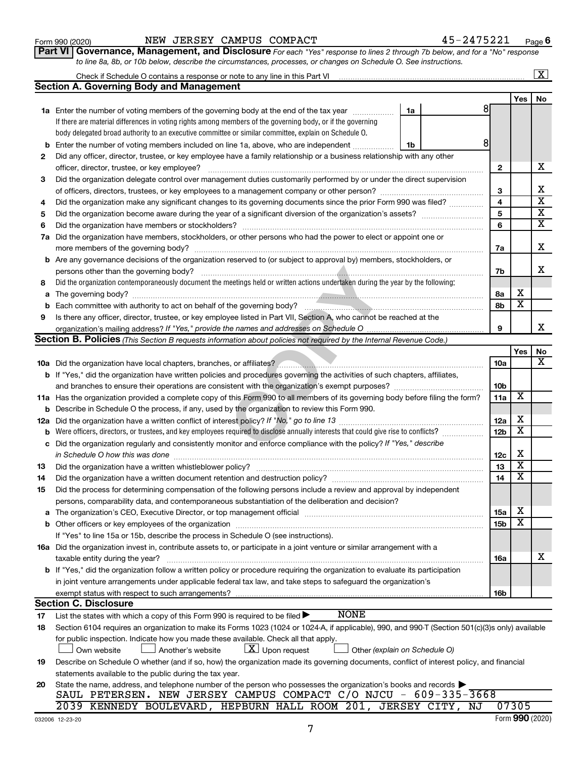Form 990 (2020) NEW JERSEY CAMPUS COMPACT 45-2475221 Page 6

**Part VI Governance, Management, and Disclosure** *For each "Yes" response to lines 2 through 7b below, and for a "No" response to line 8a, 8b, or 10b below, describe the circumstances, processes, or changes on Schedule O. See instructions.*

Check if Schedule O contains a response or note to any line in this Part VI .......... [X]

## Section A. Governing Body and Management

| | | | | Yes | No |
|---|---|---|---|---|---|
| **1a** | Enter the number of voting members of the governing body at the end of the tax year ..... **1a** 8<br>If there are material differences in voting rights among members of the governing body, or if the governing body delegated broad authority to an executive committee or similar committee, explain on Schedule O. | | | | |
| **b** | Enter the number of voting members included on line 1a, above, who are independent ..... **1b** 8 | | | | |
| **2** | Did any officer, director, trustee, or key employee have a family relationship or a business relationship with any other officer, director, trustee, or key employee? | | **2** | | X |
| **3** | Did the organization delegate control over management duties customarily performed by or under the direct supervision of officers, directors, trustees, or key employees to a management company or other person? | | **3** | | X |
| **4** | Did the organization make any significant changes to its governing documents since the prior Form 990 was filed? | | **4** | | X |
| **5** | Did the organization become aware during the year of a significant diversion of the organization's assets? | | **5** | | X |
| **6** | Did the organization have members or stockholders? | | **6** | | X |
| **7a** | Did the organization have members, stockholders, or other persons who had the power to elect or appoint one or more members of the governing body? | | **7a** | | X |
| **b** | Are any governance decisions of the organization reserved to (or subject to approval by) members, stockholders, or persons other than the governing body? | | **7b** | | X |
| **8** | Did the organization contemporaneously document the meetings held or written actions undertaken during the year by the following: | | | | |
| **a** | The governing body? | | **8a** | X | |
| **b** | Each committee with authority to act on behalf of the governing body? | | **8b** | X | |
| **9** | Is there any officer, director, trustee, or key employee listed in Part VII, Section A, who cannot be reached at the organization's mailing address? *If "Yes," provide the names and addresses on Schedule O* | | **9** | | X |

## Section B. Policies *(This Section B requests information about policies not required by the Internal Revenue Code.)*

| | | | Yes | No |
|---|---|---|---|---|
| **10a** | Did the organization have local chapters, branches, or affiliates? | **10a** | | X |
| **b** | If "Yes," did the organization have written policies and procedures governing the activities of such chapters, affiliates, and branches to ensure their operations are consistent with the organization's exempt purposes? | **10b** | | |
| **11a** | Has the organization provided a complete copy of this Form 990 to all members of its governing body before filing the form? | **11a** | X | |
| **b** | Describe in Schedule O the process, if any, used by the organization to review this Form 990. | | | |
| **12a** | Did the organization have a written conflict of interest policy? *If "No," go to line 13* | **12a** | X | |
| **b** | Were officers, directors, or trustees, and key employees required to disclose annually interests that could give rise to conflicts? | **12b** | X | |
| **c** | Did the organization regularly and consistently monitor and enforce compliance with the policy? *If "Yes," describe in Schedule O how this was done* | **12c** | X | |
| **13** | Did the organization have a written whistleblower policy? | **13** | X | |
| **14** | Did the organization have a written document retention and destruction policy? | **14** | X | |
| **15** | Did the process for determining compensation of the following persons include a review and approval by independent persons, comparability data, and contemporaneous substantiation of the deliberation and decision? | | | |
| **a** | The organization's CEO, Executive Director, or top management official | **15a** | X | |
| **b** | Other officers or key employees of the organization | **15b** | X | |
| | If "Yes" to line 15a or 15b, describe the process in Schedule O (see instructions). | | | |
| **16a** | Did the organization invest in, contribute assets to, or participate in a joint venture or similar arrangement with a taxable entity during the year? | **16a** | | X |
| **b** | If "Yes," did the organization follow a written policy or procedure requiring the organization to evaluate its participation in joint venture arrangements under applicable federal tax law, and take steps to safeguard the organization's exempt status with respect to such arrangements? | **16b** | | |

## Section C. Disclosure

**17** List the states with which a copy of this Form 990 is required to be filed ▶ NONE

**18** Section 6104 requires an organization to make its Forms 1023 (1024 or 1024-A, if applicable), 990, and 990-T (Section 501(c)(3)s only) available for public inspection. Indicate how you made these available. Check all that apply.

[ ] Own website [ ] Another's website [X] Upon request [ ] Other *(explain on Schedule O)*

**19** Describe on Schedule O whether (and if so, how) the organization made its governing documents, conflict of interest policy, and financial statements available to the public during the tax year.

**20** State the name, address, and telephone number of the person who possesses the organization's books and records ▶

SAUL PETERSEN. NEW JERSEY CAMPUS COMPACT C/O NJCU - 609-335-3668
2039 KENNEDY BOULEVARD, HEPBURN HALL ROOM 201, JERSEY CITY, NJ 07305

032006 12-23-20 Form **990** (2020)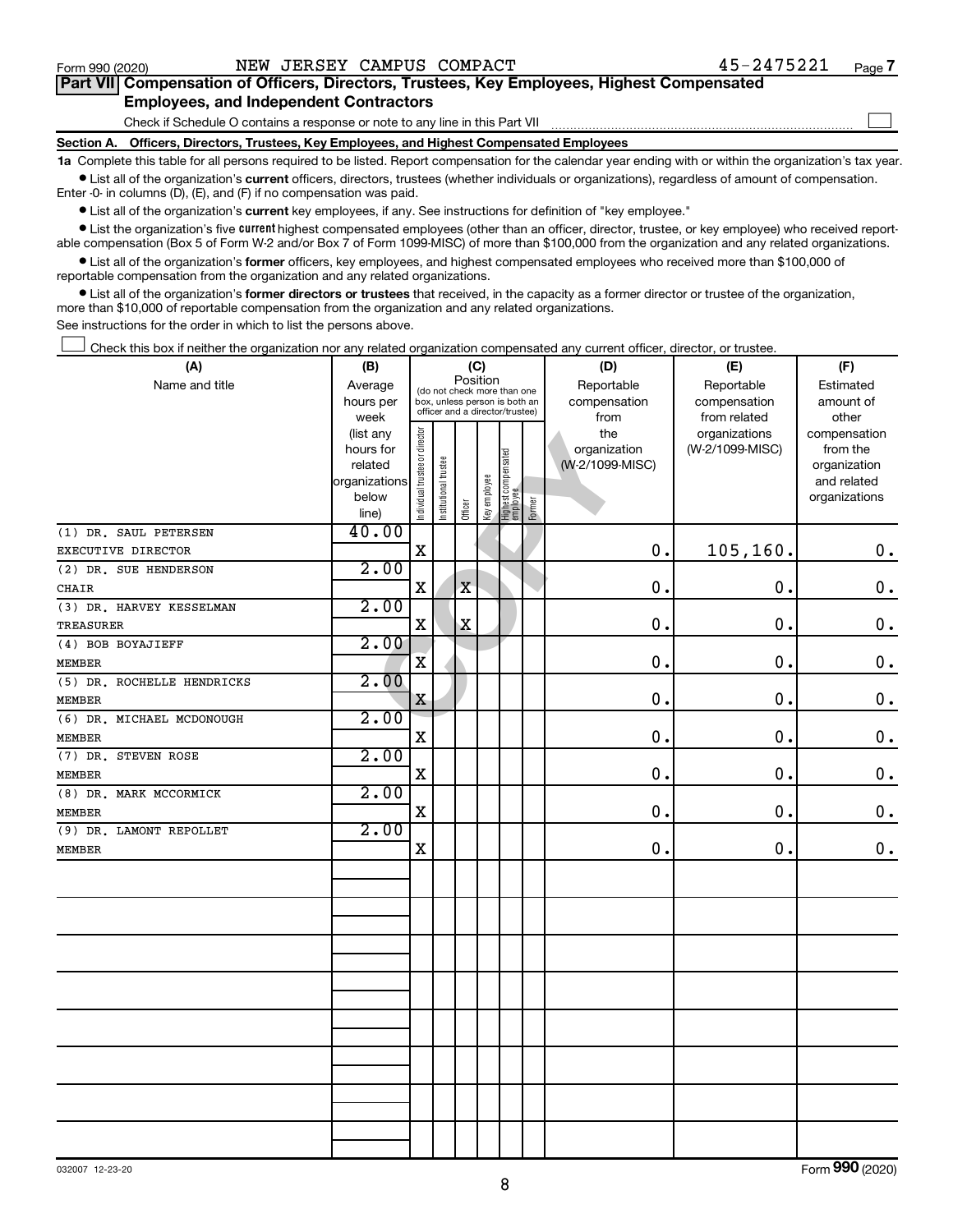Form 990 (2020) NEW JERSEY CAMPUS COMPACT 45-2475221 Page 7

## Part VII Compensation of Officers, Directors, Trustees, Key Employees, Highest Compensated Employees, and Independent Contractors

Check if Schedule O contains a response or note to any line in this Part VII ☐

### Section A. Officers, Directors, Trustees, Key Employees, and Highest Compensated Employees

**1a** Complete this table for all persons required to be listed. Report compensation for the calendar year ending with or within the organization's tax year.

- List all of the organization's **current** officers, directors, trustees (whether individuals or organizations), regardless of amount of compensation. Enter -0- in columns (D), (E), and (F) if no compensation was paid.
- List all of the organization's **current** key employees, if any. See instructions for definition of "key employee."
- List the organization's five **current** highest compensated employees (other than an officer, director, trustee, or key employee) who received reportable compensation (Box 5 of Form W-2 and/or Box 7 of Form 1099-MISC) of more than $100,000 from the organization and any related organizations.
- List all of the organization's **former** officers, key employees, and highest compensated employees who received more than $100,000 of reportable compensation from the organization and any related organizations.
- List all of the organization's **former directors or trustees** that received, in the capacity as a former director or trustee of the organization, more than $10,000 of reportable compensation from the organization and any related organizations.

See instructions for the order in which to list the persons above.

☐ Check this box if neither the organization nor any related organization compensated any current officer, director, or trustee.

| (A) Name and title | (B) Average hours per week (list any hours for related organizations below line) | (C) Position: Individual trustee or director | Institutional trustee | Officer | Key employee | Highest compensated employee | Former | (D) Reportable compensation from the organization (W-2/1099-MISC) | (E) Reportable compensation from related organizations (W-2/1099-MISC) | (F) Estimated amount of other compensation from the organization and related organizations |
|---|---|---|---|---|---|---|---|---|---|---|
| (1) DR. SAUL PETERSEN<br>EXECUTIVE DIRECTOR | 40.00 | X | | | | | | 0. | 105,160. | 0. |
| (2) DR. SUE HENDERSON<br>CHAIR | 2.00 | X | | X | | | | 0. | 0. | 0. |
| (3) DR. HARVEY KESSELMAN<br>TREASURER | 2.00 | X | | X | | | | 0. | 0. | 0. |
| (4) BOB BOYAJIEFF<br>MEMBER | 2.00 | X | | | | | | 0. | 0. | 0. |
| (5) DR. ROCHELLE HENDRICKS<br>MEMBER | 2.00 | X | | | | | | 0. | 0. | 0. |
| (6) DR. MICHAEL MCDONOUGH<br>MEMBER | 2.00 | X | | | | | | 0. | 0. | 0. |
| (7) DR. STEVEN ROSE<br>MEMBER | 2.00 | X | | | | | | 0. | 0. | 0. |
| (8) DR. MARK MCCORMICK<br>MEMBER | 2.00 | X | | | | | | 0. | 0. | 0. |
| (9) DR. LAMONT REPOLLET<br>MEMBER | 2.00 | X | | | | | | 0. | 0. | 0. |

032007 12-23-20 Form 990 (2020)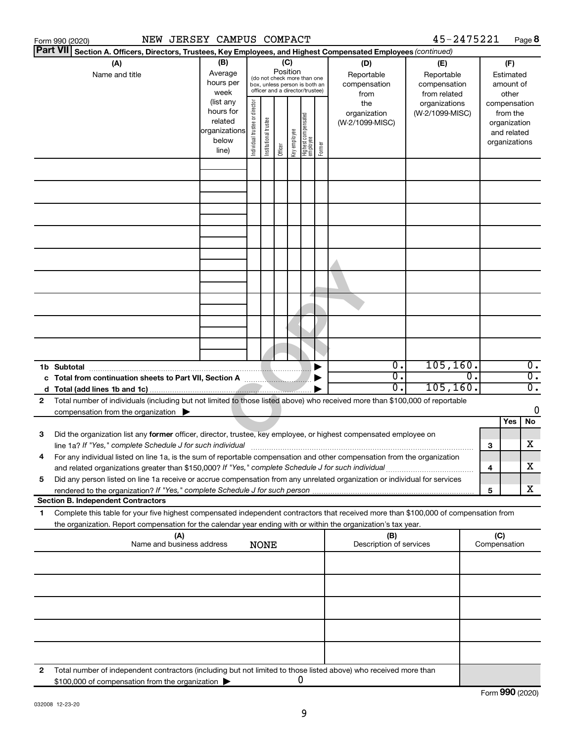Form 990 (2020) NEW JERSEY CAMPUS COMPACT 45-2475221 Page **8**

**Part VII** **Section A. Officers, Directors, Trustees, Key Employees, and Highest Compensated Employees** *(continued)*

| (A) Name and title | (B) Average hours per week (list any hours for related organizations below line) | (C) Position (do not check more than one box, unless person is both an officer and a director/trustee): Individual trustee or director | Institutional trustee | Officer | Key employee | Highest compensated employee | Former | (D) Reportable compensation from the organization (W-2/1099-MISC) | (E) Reportable compensation from related organizations (W-2/1099-MISC) | (F) Estimated amount of other compensation from the organization and related organizations |
|---|---|---|---|---|---|---|---|---|---|---|
| | | | | | | | | | | |
| | | | | | | | | | | |
| | | | | | | | | | | |
| | | | | | | | | | | |
| | | | | | | | | | | |
| | | | | | | | | | | |
| | | | | | | | | | | |
| | | | | | | | | | | |
| | | | | | | | | | | |
| **1b Subtotal** | | | | | | | ▶ | 0. | 105,160. | 0. |
| **c Total from continuation sheets to Part VII, Section A** | | | | | | | ▶ | 0. | 0. | 0. |
| **d Total (add lines 1b and 1c)** | | | | | | | ▶ | 0. | 105,160. | 0. |

**2** Total number of individuals (including but not limited to those listed above) who received more than $100,000 of reportable compensation from the organization ▶ 0

| | | | Yes | No |
|---|---|---|---|---|
| **3** | Did the organization list any **former** officer, director, trustee, key employee, or highest compensated employee on line 1a? *If "Yes," complete Schedule J for such individual* | 3 | | X |
| **4** | For any individual listed on line 1a, is the sum of reportable compensation and other compensation from the organization and related organizations greater than $150,000? *If "Yes," complete Schedule J for such individual* | 4 | | X |
| **5** | Did any person listed on line 1a receive or accrue compensation from any unrelated organization or individual for services rendered to the organization? *If "Yes," complete Schedule J for such person* | 5 | | X |

**Section B. Independent Contractors**

**1** Complete this table for your five highest compensated independent contractors that received more than $100,000 of compensation from the organization. Report compensation for the calendar year ending with or within the organization's tax year.

| (A) Name and business address | (B) Description of services | (C) Compensation |
|---|---|---|
| NONE | | |
| | | |
| | | |
| | | |
| | | |
| | | |

**2** Total number of independent contractors (including but not limited to those listed above) who received more than $100,000 of compensation from the organization ▶ 0

Form **990** (2020)

032008 12-23-20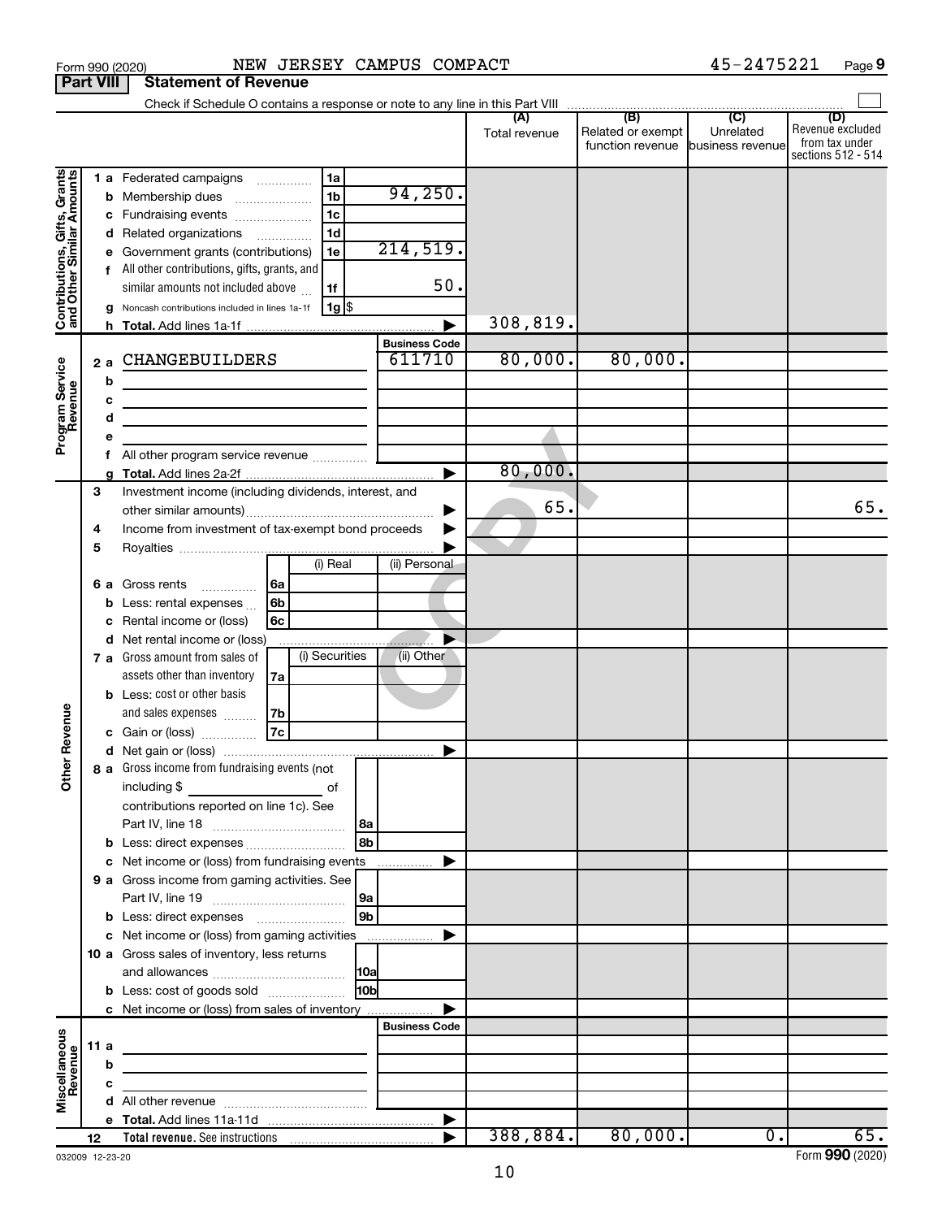Form 990 (2020) NEW JERSEY CAMPUS COMPACT 45-2475221 Page 9

**Part VIII Statement of Revenue**

Check if Schedule O contains a response or note to any line in this Part VIII

| | | | | (A) Total revenue | (B) Related or exempt function revenue | (C) Unrelated business revenue | (D) Revenue excluded from tax under sections 512 - 514 |
|---|---|---|---|---|---|---|---|
| Contributions, Gifts, Grants and Other Similar Amounts | 1 a Federated campaigns | 1a | | | | | |
| | b Membership dues | 1b | 94,250. | | | | |
| | c Fundraising events | 1c | | | | | |
| | d Related organizations | 1d | | | | | |
| | e Government grants (contributions) | 1e | 214,519. | | | | |
| | f All other contributions, gifts, grants, and similar amounts not included above | 1f | 50. | | | | |
| | g Noncash contributions included in lines 1a-1f | 1g $ | | | | | |
| | h Total. Add lines 1a-1f | | | 308,819. | | | |
| | | | Business Code | | | | |
| Program Service Revenue | 2 a CHANGEBUILDERS | | 611710 | 80,000. | 80,000. | | |
| | b | | | | | | |
| | c | | | | | | |
| | d | | | | | | |
| | e | | | | | | |
| | f All other program service revenue | | | | | | |
| | g Total. Add lines 2a-2f | | | 80,000. | | | |
| Other Revenue | 3 Investment income (including dividends, interest, and other similar amounts) | | | 65. | | | 65. |
| | 4 Income from investment of tax-exempt bond proceeds | | | | | | |
| | 5 Royalties | | | | | | |
| | | (i) Real | (ii) Personal | | | | |
| | 6 a Gross rents 6a | | | | | | |
| | b Less: rental expenses 6b | | | | | | |
| | c Rental income or (loss) 6c | | | | | | |
| | d Net rental income or (loss) | | | | | | |
| | | (i) Securities | (ii) Other | | | | |
| | 7 a Gross amount from sales of assets other than inventory 7a | | | | | | |
| | b Less: cost or other basis and sales expenses 7b | | | | | | |
| | c Gain or (loss) 7c | | | | | | |
| | d Net gain or (loss) | | | | | | |
| | 8 a Gross income from fundraising events (not including $ of contributions reported on line 1c). See Part IV, line 18 | 8a | | | | | |
| | b Less: direct expenses | 8b | | | | | |
| | c Net income or (loss) from fundraising events | | | | | | |
| | 9 a Gross income from gaming activities. See Part IV, line 19 | 9a | | | | | |
| | b Less: direct expenses | 9b | | | | | |
| | c Net income or (loss) from gaming activities | | | | | | |
| | 10 a Gross sales of inventory, less returns and allowances | 10a | | | | | |
| | b Less: cost of goods sold | 10b | | | | | |
| | c Net income or (loss) from sales of inventory | | | | | | |
| | | | Business Code | | | | |
| Miscellaneous Revenue | 11 a | | | | | | |
| | b | | | | | | |
| | c | | | | | | |
| | d All other revenue | | | | | | |
| | e Total. Add lines 11a-11d | | | | | | |
| | 12 Total revenue. See instructions | | | 388,884. | 80,000. | 0. | 65. |

032009 12-23-20 Form 990 (2020)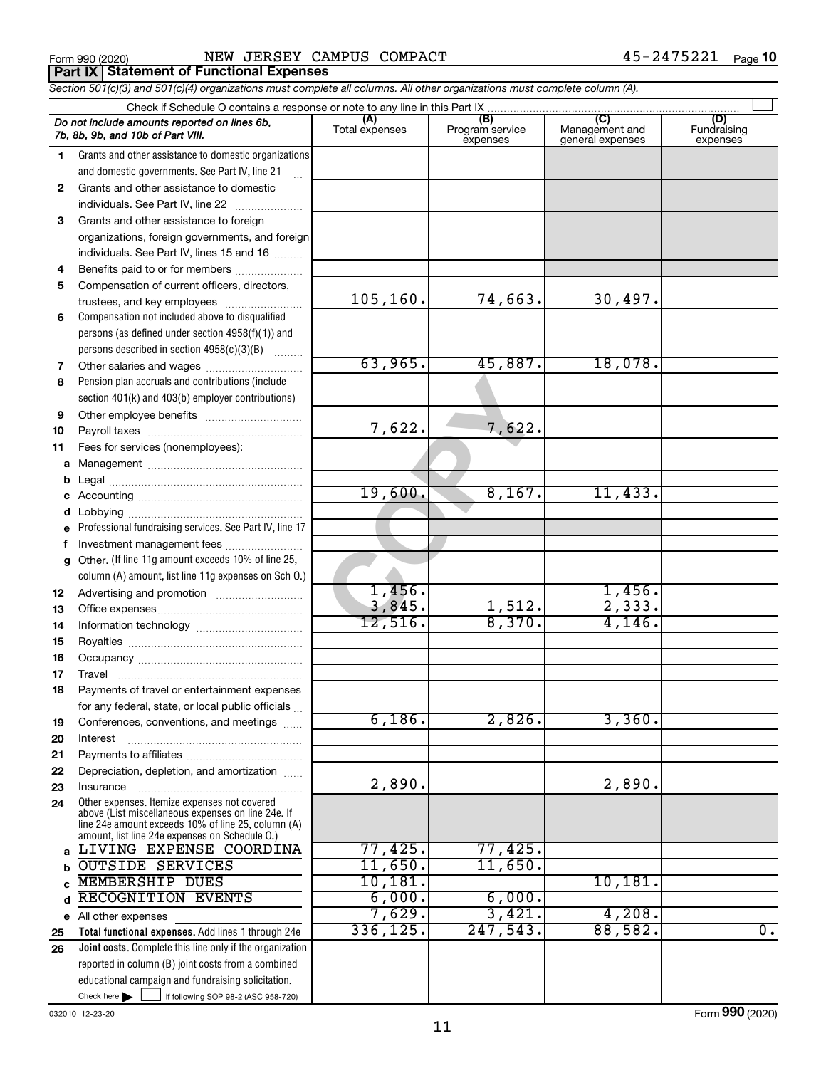Form 990 (2020) NEW JERSEY CAMPUS COMPACT 45-2475221 Page 10

**Part IX Statement of Functional Expenses**

*Section 501(c)(3) and 501(c)(4) organizations must complete all columns. All other organizations must complete column (A).*

Check if Schedule O contains a response or note to any line in this Part IX

| *Do not include amounts reported on lines 6b, 7b, 8b, 9b, and 10b of Part VIII.* | (A) Total expenses | (B) Program service expenses | (C) Management and general expenses | (D) Fundraising expenses |
|---|---|---|---|---|
| 1 Grants and other assistance to domestic organizations and domestic governments. See Part IV, line 21 | | | | |
| 2 Grants and other assistance to domestic individuals. See Part IV, line 22 | | | | |
| 3 Grants and other assistance to foreign organizations, foreign governments, and foreign individuals. See Part IV, lines 15 and 16 | | | | |
| 4 Benefits paid to or for members | | | | |
| 5 Compensation of current officers, directors, trustees, and key employees | 105,160. | 74,663. | 30,497. | |
| 6 Compensation not included above to disqualified persons (as defined under section 4958(f)(1)) and persons described in section 4958(c)(3)(B) | | | | |
| 7 Other salaries and wages | 63,965. | 45,887. | 18,078. | |
| 8 Pension plan accruals and contributions (include section 401(k) and 403(b) employer contributions) | | | | |
| 9 Other employee benefits | | | | |
| 10 Payroll taxes | 7,622. | 7,622. | | |
| 11 Fees for services (nonemployees): | | | | |
| a Management | | | | |
| b Legal | | | | |
| c Accounting | 19,600. | 8,167. | 11,433. | |
| d Lobbying | | | | |
| e Professional fundraising services. See Part IV, line 17 | | | | |
| f Investment management fees | | | | |
| g Other. (If line 11g amount exceeds 10% of line 25, column (A) amount, list line 11g expenses on Sch O.) | | | | |
| 12 Advertising and promotion | 1,456. | | 1,456. | |
| 13 Office expenses | 3,845. | 1,512. | 2,333. | |
| 14 Information technology | 12,516. | 8,370. | 4,146. | |
| 15 Royalties | | | | |
| 16 Occupancy | | | | |
| 17 Travel | | | | |
| 18 Payments of travel or entertainment expenses for any federal, state, or local public officials | | | | |
| 19 Conferences, conventions, and meetings | 6,186. | 2,826. | 3,360. | |
| 20 Interest | | | | |
| 21 Payments to affiliates | | | | |
| 22 Depreciation, depletion, and amortization | | | | |
| 23 Insurance | 2,890. | | 2,890. | |
| 24 Other expenses. Itemize expenses not covered above (List miscellaneous expenses on line 24e. If line 24e amount exceeds 10% of line 25, column (A) amount, list line 24e expenses on Schedule O.) | | | | |
| a LIVING EXPENSE COORDINA | 77,425. | 77,425. | | |
| b OUTSIDE SERVICES | 11,650. | 11,650. | | |
| c MEMBERSHIP DUES | 10,181. | | 10,181. | |
| d RECOGNITION EVENTS | 6,000. | 6,000. | | |
| e All other expenses | 7,629. | 3,421. | 4,208. | |
| 25 **Total functional expenses.** Add lines 1 through 24e | 336,125. | 247,543. | 88,582. | 0. |
| 26 **Joint costs.** Complete this line only if the organization reported in column (B) joint costs from a combined educational campaign and fundraising solicitation. Check here ☐ if following SOP 98-2 (ASC 958-720) | | | | |

032010 12-23-20 Form **990** (2020)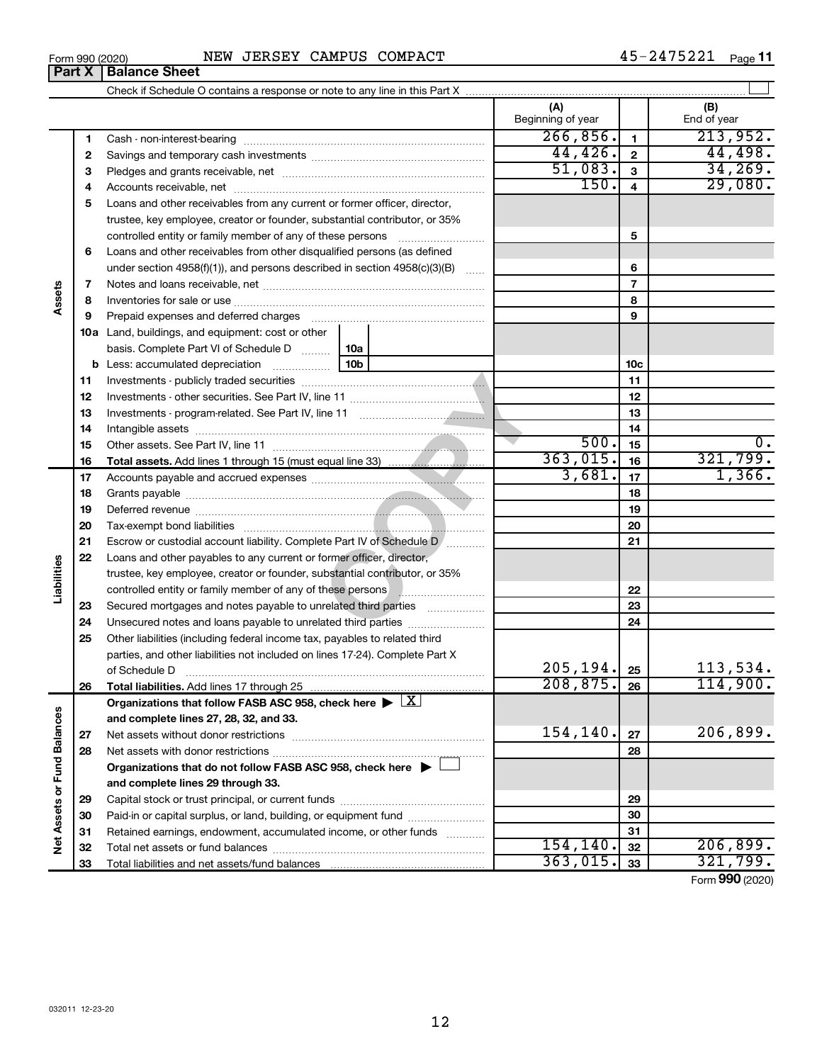Form 990 (2020) NEW JERSEY CAMPUS COMPACT 45-2475221 Page 11

## Part X | Balance Sheet

Check if Schedule O contains a response or note to any line in this Part X

| Section | Line | Description | (A) Beginning of year | | (B) End of year |
|---|---|---|---|---|---|
| Assets | 1 | Cash - non-interest-bearing | 266,856. | 1 | 213,952. |
| | 2 | Savings and temporary cash investments | 44,426. | 2 | 44,498. |
| | 3 | Pledges and grants receivable, net | 51,083. | 3 | 34,269. |
| | 4 | Accounts receivable, net | 150. | 4 | 29,080. |
| | 5 | Loans and other receivables from any current or former officer, director, trustee, key employee, creator or founder, substantial contributor, or 35% controlled entity or family member of any of these persons | | 5 | |
| | 6 | Loans and other receivables from other disqualified persons (as defined under section 4958(f)(1)), and persons described in section 4958(c)(3)(B) | | 6 | |
| | 7 | Notes and loans receivable, net | | 7 | |
| | 8 | Inventories for sale or use | | 8 | |
| | 9 | Prepaid expenses and deferred charges | | 9 | |
| | 10a | Land, buildings, and equipment: cost or other basis. Complete Part VI of Schedule D (10a) | | | |
| | b | Less: accumulated depreciation (10b) | | 10c | |
| | 11 | Investments - publicly traded securities | | 11 | |
| | 12 | Investments - other securities. See Part IV, line 11 | | 12 | |
| | 13 | Investments - program-related. See Part IV, line 11 | | 13 | |
| | 14 | Intangible assets | | 14 | |
| | 15 | Other assets. See Part IV, line 11 | 500. | 15 | 0. |
| | 16 | **Total assets.** Add lines 1 through 15 (must equal line 33) | 363,015. | 16 | 321,799. |
| Liabilities | 17 | Accounts payable and accrued expenses | 3,681. | 17 | 1,366. |
| | 18 | Grants payable | | 18 | |
| | 19 | Deferred revenue | | 19 | |
| | 20 | Tax-exempt bond liabilities | | 20 | |
| | 21 | Escrow or custodial account liability. Complete Part IV of Schedule D | | 21 | |
| | 22 | Loans and other payables to any current or former officer, director, trustee, key employee, creator or founder, substantial contributor, or 35% controlled entity or family member of any of these persons | | 22 | |
| | 23 | Secured mortgages and notes payable to unrelated third parties | | 23 | |
| | 24 | Unsecured notes and loans payable to unrelated third parties | | 24 | |
| | 25 | Other liabilities (including federal income tax, payables to related third parties, and other liabilities not included on lines 17-24). Complete Part X of Schedule D | 205,194. | 25 | 113,534. |
| | 26 | **Total liabilities.** Add lines 17 through 25 | 208,875. | 26 | 114,900. |
| Net Assets or Fund Balances | | **Organizations that follow FASB ASC 958, check here** ▶ [X] **and complete lines 27, 28, 32, and 33.** | | | |
| | 27 | Net assets without donor restrictions | 154,140. | 27 | 206,899. |
| | 28 | Net assets with donor restrictions | | 28 | |
| | | **Organizations that do not follow FASB ASC 958, check here** ▶ [ ] **and complete lines 29 through 33.** | | | |
| | 29 | Capital stock or trust principal, or current funds | | 29 | |
| | 30 | Paid-in or capital surplus, or land, building, or equipment fund | | 30 | |
| | 31 | Retained earnings, endowment, accumulated income, or other funds | | 31 | |
| | 32 | Total net assets or fund balances | 154,140. | 32 | 206,899. |
| | 33 | Total liabilities and net assets/fund balances | 363,015. | 33 | 321,799. |

Form **990** (2020)

032011 12-23-20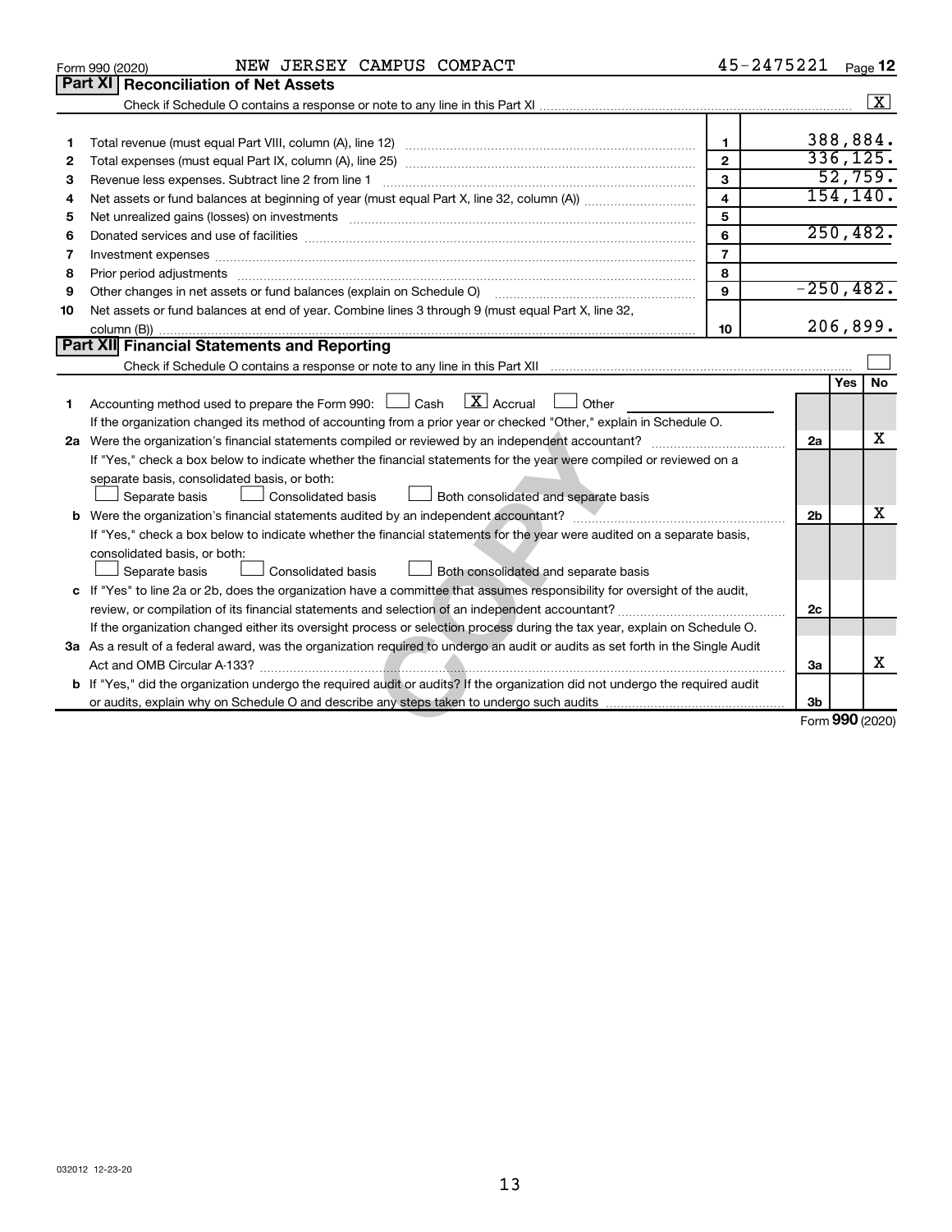Form 990 (2020) NEW JERSEY CAMPUS COMPACT 45-2475221 Page **12**

## Part XI Reconciliation of Net Assets

Check if Schedule O contains a response or note to any line in this Part XI .......... [X]

| | | | |
|---|---|---|---|
| 1 | Total revenue (must equal Part VIII, column (A), line 12) | 1 | 388,884. |
| 2 | Total expenses (must equal Part IX, column (A), line 25) | 2 | 336,125. |
| 3 | Revenue less expenses. Subtract line 2 from line 1 | 3 | 52,759. |
| 4 | Net assets or fund balances at beginning of year (must equal Part X, line 32, column (A)) | 4 | 154,140. |
| 5 | Net unrealized gains (losses) on investments | 5 | |
| 6 | Donated services and use of facilities | 6 | 250,482. |
| 7 | Investment expenses | 7 | |
| 8 | Prior period adjustments | 8 | |
| 9 | Other changes in net assets or fund balances (explain on Schedule O) | 9 | -250,482. |
| 10 | Net assets or fund balances at end of year. Combine lines 3 through 9 (must equal Part X, line 32, column (B)) | 10 | 206,899. |

## Part XII Financial Statements and Reporting

Check if Schedule O contains a response or note to any line in this Part XII .......... [ ]

| | | | Yes | No |
|---|---|---|---|---|
| 1 | Accounting method used to prepare the Form 990: [ ] Cash [X] Accrual [ ] Other ______ <br> If the organization changed its method of accounting from a prior year or checked "Other," explain in Schedule O. | | | |
| 2a | Were the organization's financial statements compiled or reviewed by an independent accountant? <br> If "Yes," check a box below to indicate whether the financial statements for the year were compiled or reviewed on a separate basis, consolidated basis, or both: <br> [ ] Separate basis [ ] Consolidated basis [ ] Both consolidated and separate basis | 2a | | X |
| b | Were the organization's financial statements audited by an independent accountant? <br> If "Yes," check a box below to indicate whether the financial statements for the year were audited on a separate basis, consolidated basis, or both: <br> [ ] Separate basis [ ] Consolidated basis [ ] Both consolidated and separate basis | 2b | | X |
| c | If "Yes" to line 2a or 2b, does the organization have a committee that assumes responsibility for oversight of the audit, review, or compilation of its financial statements and selection of an independent accountant? <br> If the organization changed either its oversight process or selection process during the tax year, explain on Schedule O. | 2c | | |
| 3a | As a result of a federal award, was the organization required to undergo an audit or audits as set forth in the Single Audit Act and OMB Circular A-133? | 3a | | X |
| b | If "Yes," did the organization undergo the required audit or audits? If the organization did not undergo the required audit or audits, explain why on Schedule O and describe any steps taken to undergo such audits | 3b | | |

Form **990** (2020)

032012 12-23-20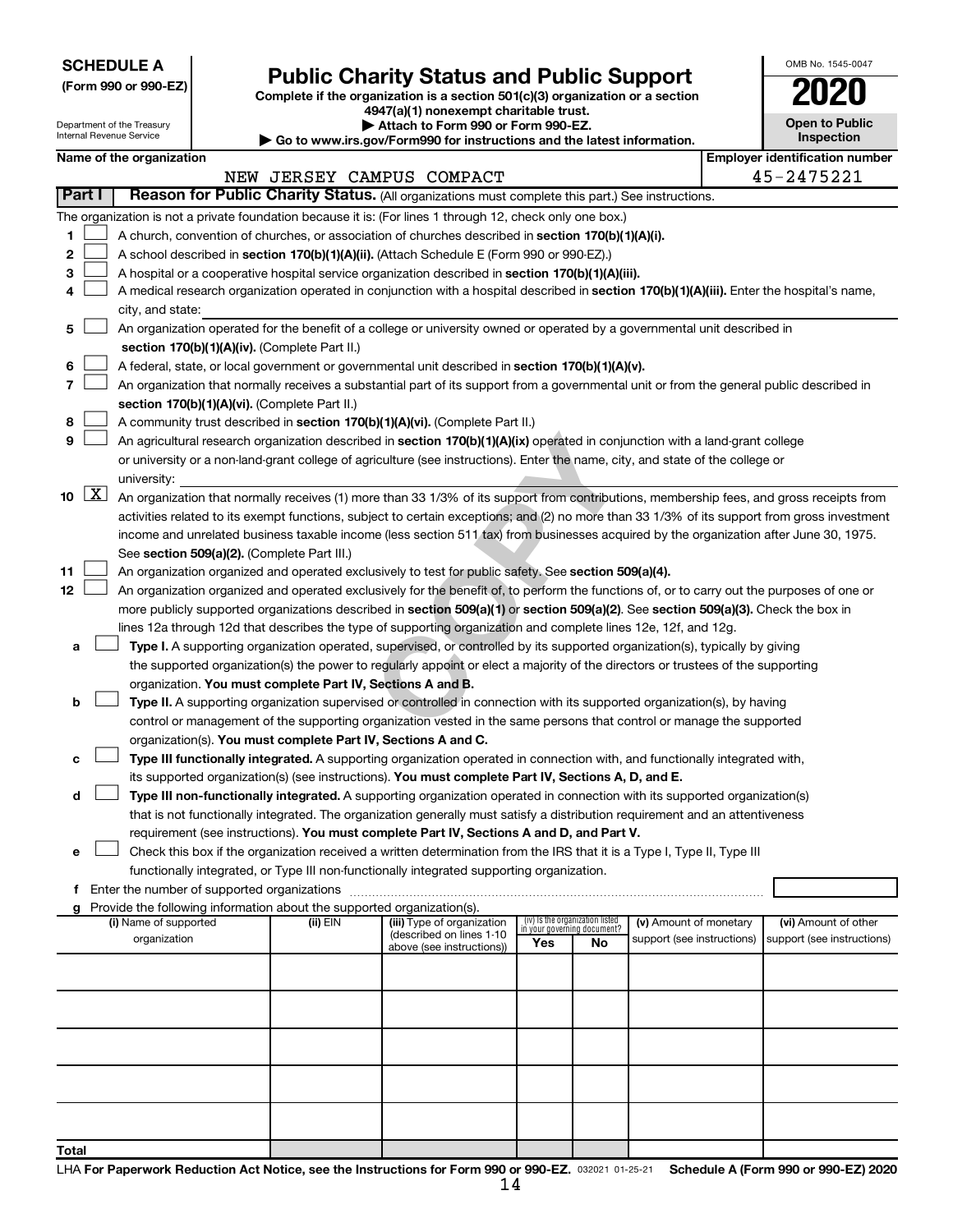**SCHEDULE A**
**(Form 990 or 990-EZ)**

Department of the Treasury
Internal Revenue Service

# Public Charity Status and Public Support

**Complete if the organization is a section 501(c)(3) organization or a section 4947(a)(1) nonexempt charitable trust.**
**▶ Attach to Form 990 or Form 990-EZ.**
**▶ Go to www.irs.gov/Form990 for instructions and the latest information.**

OMB No. 1545-0047
**2020**
**Open to Public Inspection**

**Name of the organization:** NEW JERSEY CAMPUS COMPACT
**Employer identification number:** 45-2475221

**Part I — Reason for Public Charity Status.** (All organizations must complete this part.) See instructions.

The organization is not a private foundation because it is: (For lines 1 through 12, check only one box.)

1. ☐ A church, convention of churches, or association of churches described in **section 170(b)(1)(A)(i).**
2. ☐ A school described in **section 170(b)(1)(A)(ii).** (Attach Schedule E (Form 990 or 990-EZ).)
3. ☐ A hospital or a cooperative hospital service organization described in **section 170(b)(1)(A)(iii).**
4. ☐ A medical research organization operated in conjunction with a hospital described in **section 170(b)(1)(A)(iii).** Enter the hospital's name, city, and state:
5. ☐ An organization operated for the benefit of a college or university owned or operated by a governmental unit described in **section 170(b)(1)(A)(iv).** (Complete Part II.)
6. ☐ A federal, state, or local government or governmental unit described in **section 170(b)(1)(A)(v).**
7. ☐ An organization that normally receives a substantial part of its support from a governmental unit or from the general public described in **section 170(b)(1)(A)(vi).** (Complete Part II.)
8. ☐ A community trust described in **section 170(b)(1)(A)(vi).** (Complete Part II.)
9. ☐ An agricultural research organization described in **section 170(b)(1)(A)(ix)** operated in conjunction with a land-grant college or university or a non-land-grant college of agriculture (see instructions). Enter the name, city, and state of the college or university:
10. ☒ An organization that normally receives (1) more than 33 1/3% of its support from contributions, membership fees, and gross receipts from activities related to its exempt functions, subject to certain exceptions; and (2) no more than 33 1/3% of its support from gross investment income and unrelated business taxable income (less section 511 tax) from businesses acquired by the organization after June 30, 1975. See **section 509(a)(2).** (Complete Part III.)
11. ☐ An organization organized and operated exclusively to test for public safety. See **section 509(a)(4).**
12. ☐ An organization organized and operated exclusively for the benefit of, to perform the functions of, or to carry out the purposes of one or more publicly supported organizations described in **section 509(a)(1)** or **section 509(a)(2).** See **section 509(a)(3).** Check the box in lines 12a through 12d that describes the type of supporting organization and complete lines 12e, 12f, and 12g.

   a. ☐ **Type I.** A supporting organization operated, supervised, or controlled by its supported organization(s), typically by giving the supported organization(s) the power to regularly appoint or elect a majority of the directors or trustees of the supporting organization. **You must complete Part IV, Sections A and B.**
   b. ☐ **Type II.** A supporting organization supervised or controlled in connection with its supported organization(s), by having control or management of the supporting organization vested in the same persons that control or manage the supported organization(s). **You must complete Part IV, Sections A and C.**
   c. ☐ **Type III functionally integrated.** A supporting organization operated in connection with, and functionally integrated with, its supported organization(s) (see instructions). **You must complete Part IV, Sections A, D, and E.**
   d. ☐ **Type III non-functionally integrated.** A supporting organization operated in connection with its supported organization(s) that is not functionally integrated. The organization generally must satisfy a distribution requirement and an attentiveness requirement (see instructions). **You must complete Part IV, Sections A and D, and Part V.**
   e. ☐ Check this box if the organization received a written determination from the IRS that it is a Type I, Type II, Type III functionally integrated, or Type III non-functionally integrated supporting organization.
   f. Enter the number of supported organizations
   g. Provide the following information about the supported organization(s).

| (i) Name of supported organization | (ii) EIN | (iii) Type of organization (described on lines 1-10 above (see instructions)) | (iv) Is the organization listed in your governing document? Yes | No | (v) Amount of monetary support (see instructions) | (vi) Amount of other support (see instructions) |
|---|---|---|---|---|---|---|
| | | | | | | |
| | | | | | | |
| | | | | | | |
| | | | | | | |
| | | | | | | |
| **Total** | | | | | | |

LHA **For Paperwork Reduction Act Notice, see the Instructions for Form 990 or 990-EZ.** 032021 01-25-21 **Schedule A (Form 990 or 990-EZ) 2020**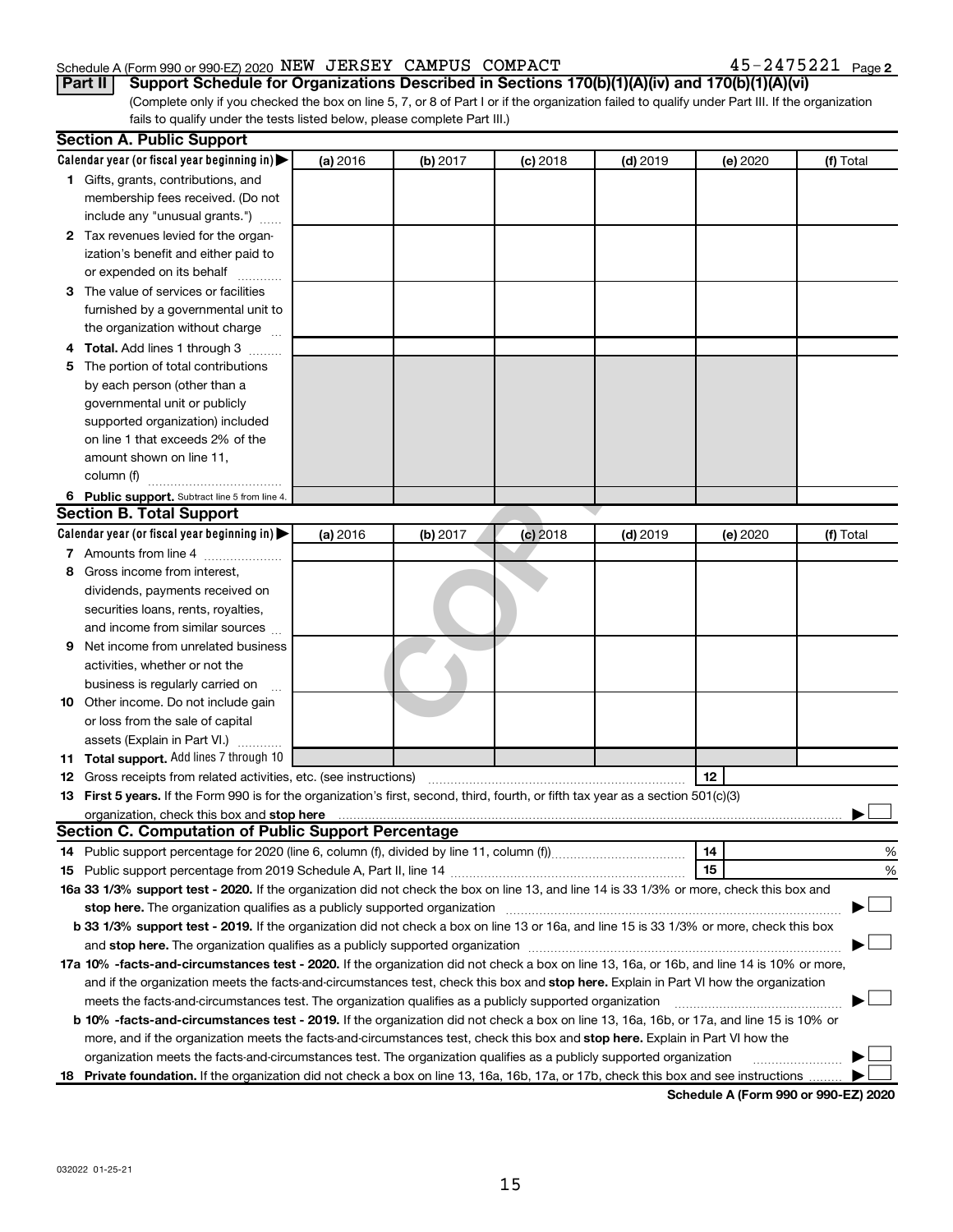Schedule A (Form 990 or 990-EZ) 2020 NEW JERSEY CAMPUS COMPACT 45-2475221 Page 2

**Part II Support Schedule for Organizations Described in Sections 170(b)(1)(A)(iv) and 170(b)(1)(A)(vi)**

(Complete only if you checked the box on line 5, 7, or 8 of Part I or if the organization failed to qualify under Part III. If the organization fails to qualify under the tests listed below, please complete Part III.)

### Section A. Public Support

| Calendar year (or fiscal year beginning in) ▶ | (a) 2016 | (b) 2017 | (c) 2018 | (d) 2019 | (e) 2020 | (f) Total |
|---|---|---|---|---|---|---|
| **1** Gifts, grants, contributions, and membership fees received. (Do not include any "unusual grants.") | | | | | | |
| **2** Tax revenues levied for the organization's benefit and either paid to or expended on its behalf | | | | | | |
| **3** The value of services or facilities furnished by a governmental unit to the organization without charge | | | | | | |
| **4 Total.** Add lines 1 through 3 | | | | | | |
| **5** The portion of total contributions by each person (other than a governmental unit or publicly supported organization) included on line 1 that exceeds 2% of the amount shown on line 11, column (f) | | | | | | |
| **6 Public support.** Subtract line 5 from line 4. | | | | | | |

### Section B. Total Support

| Calendar year (or fiscal year beginning in) ▶ | (a) 2016 | (b) 2017 | (c) 2018 | (d) 2019 | (e) 2020 | (f) Total |
|---|---|---|---|---|---|---|
| **7** Amounts from line 4 | | | | | | |
| **8** Gross income from interest, dividends, payments received on securities loans, rents, royalties, and income from similar sources | | | | | | |
| **9** Net income from unrelated business activities, whether or not the business is regularly carried on | | | | | | |
| **10** Other income. Do not include gain or loss from the sale of capital assets (Explain in Part VI.) | | | | | | |
| **11 Total support.** Add lines 7 through 10 | | | | | | |

**12** Gross receipts from related activities, etc. (see instructions) **12**

**13 First 5 years.** If the Form 990 is for the organization's first, second, third, fourth, or fifth tax year as a section 501(c)(3) organization, check this box and **stop here** ▶ ☐

### Section C. Computation of Public Support Percentage

**14** Public support percentage for 2020 (line 6, column (f), divided by line 11, column (f)) **14** %

**15** Public support percentage from 2019 Schedule A, Part II, line 14 **15** %

**16a 33 1/3% support test - 2020.** If the organization did not check the box on line 13, and line 14 is 33 1/3% or more, check this box and **stop here.** The organization qualifies as a publicly supported organization ▶ ☐

**b 33 1/3% support test - 2019.** If the organization did not check a box on line 13 or 16a, and line 15 is 33 1/3% or more, check this box and **stop here.** The organization qualifies as a publicly supported organization ▶ ☐

**17a 10% -facts-and-circumstances test - 2020.** If the organization did not check a box on line 13, 16a, or 16b, and line 14 is 10% or more, and if the organization meets the facts-and-circumstances test, check this box and **stop here.** Explain in Part VI how the organization meets the facts-and-circumstances test. The organization qualifies as a publicly supported organization ▶ ☐

**b 10% -facts-and-circumstances test - 2019.** If the organization did not check a box on line 13, 16a, 16b, or 17a, and line 15 is 10% or more, and if the organization meets the facts-and-circumstances test, check this box and **stop here.** Explain in Part VI how the organization meets the facts-and-circumstances test. The organization qualifies as a publicly supported organization ▶ ☐

**18 Private foundation.** If the organization did not check a box on line 13, 16a, 16b, 17a, or 17b, check this box and see instructions ▶ ☐

**Schedule A (Form 990 or 990-EZ) 2020**

032022 01-25-21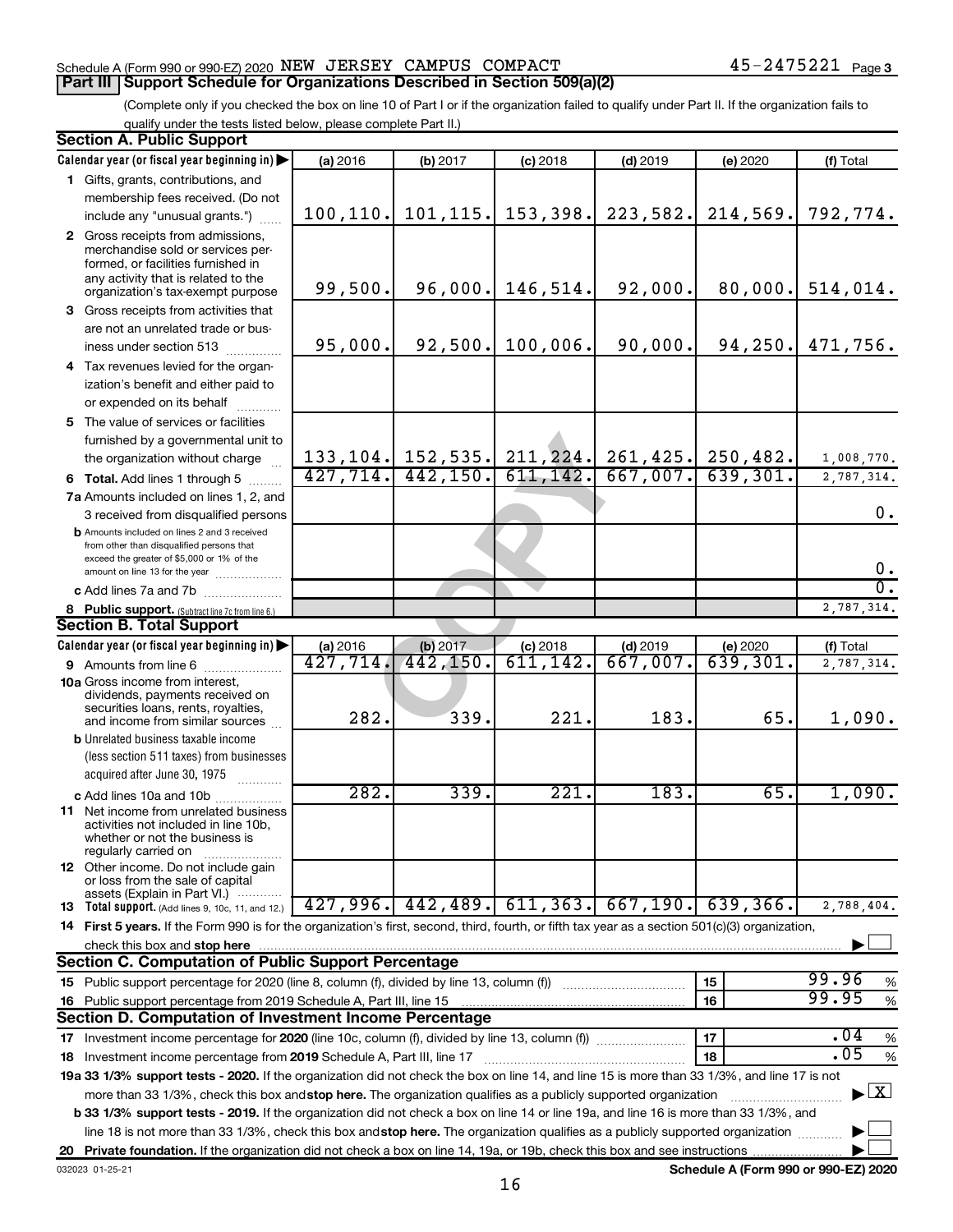Schedule A (Form 990 or 990-EZ) 2020 NEW JERSEY CAMPUS COMPACT 45-2475221 Page 3

## Part III Support Schedule for Organizations Described in Section 509(a)(2)

(Complete only if you checked the box on line 10 of Part I or if the organization failed to qualify under Part II. If the organization fails to qualify under the tests listed below, please complete Part II.)

### Section A. Public Support

| Calendar year (or fiscal year beginning in) | (a) 2016 | (b) 2017 | (c) 2018 | (d) 2019 | (e) 2020 | (f) Total |
|---|---|---|---|---|---|---|
| 1 Gifts, grants, contributions, and membership fees received. (Do not include any "unusual grants.") | 100,110. | 101,115. | 153,398. | 223,582. | 214,569. | 792,774. |
| 2 Gross receipts from admissions, merchandise sold or services performed, or facilities furnished in any activity that is related to the organization's tax-exempt purpose | 99,500. | 96,000. | 146,514. | 92,000. | 80,000. | 514,014. |
| 3 Gross receipts from activities that are not an unrelated trade or business under section 513 | 95,000. | 92,500. | 100,006. | 90,000. | 94,250. | 471,756. |
| 4 Tax revenues levied for the organization's benefit and either paid to or expended on its behalf | | | | | | |
| 5 The value of services or facilities furnished by a governmental unit to the organization without charge | 133,104. | 152,535. | 211,224. | 261,425. | 250,482. | 1,008,770. |
| 6 Total. Add lines 1 through 5 | 427,714. | 442,150. | 611,142. | 667,007. | 639,301. | 2,787,314. |
| 7a Amounts included on lines 1, 2, and 3 received from disqualified persons | | | | | | 0. |
| b Amounts included on lines 2 and 3 received from other than disqualified persons that exceed the greater of $5,000 or 1% of the amount on line 13 for the year | | | | | | 0. |
| c Add lines 7a and 7b | | | | | | 0. |
| 8 Public support. (Subtract line 7c from line 6.) | | | | | | 2,787,314. |

### Section B. Total Support

| Calendar year (or fiscal year beginning in) | (a) 2016 | (b) 2017 | (c) 2018 | (d) 2019 | (e) 2020 | (f) Total |
|---|---|---|---|---|---|---|
| 9 Amounts from line 6 | 427,714. | 442,150. | 611,142. | 667,007. | 639,301. | 2,787,314. |
| 10a Gross income from interest, dividends, payments received on securities loans, rents, royalties, and income from similar sources | 282. | 339. | 221. | 183. | 65. | 1,090. |
| b Unrelated business taxable income (less section 511 taxes) from businesses acquired after June 30, 1975 | | | | | | |
| c Add lines 10a and 10b | 282. | 339. | 221. | 183. | 65. | 1,090. |
| 11 Net income from unrelated business activities not included in line 10b, whether or not the business is regularly carried on | | | | | | |
| 12 Other income. Do not include gain or loss from the sale of capital assets (Explain in Part VI.) | | | | | | |
| 13 Total support. (Add lines 9, 10c, 11, and 12.) | 427,996. | 442,489. | 611,363. | 667,190. | 639,366. | 2,788,404. |

14 First 5 years. If the Form 990 is for the organization's first, second, third, fourth, or fifth tax year as a section 501(c)(3) organization, check this box and stop here ☐

### Section C. Computation of Public Support Percentage

| | | |
|---|---|---|
| 15 Public support percentage for 2020 (line 8, column (f), divided by line 13, column (f)) | 15 | 99.96 % |
| 16 Public support percentage from 2019 Schedule A, Part III, line 15 | 16 | 99.95 % |

### Section D. Computation of Investment Income Percentage

| | | |
|---|---|---|
| 17 Investment income percentage for 2020 (line 10c, column (f), divided by line 13, column (f)) | 17 | .04 % |
| 18 Investment income percentage from 2019 Schedule A, Part III, line 17 | 18 | .05 % |

19a 33 1/3% support tests - 2020. If the organization did not check the box on line 14, and line 15 is more than 33 1/3%, and line 17 is not more than 33 1/3%, check this box and stop here. The organization qualifies as a publicly supported organization ☒

b 33 1/3% support tests - 2019. If the organization did not check a box on line 14 or line 19a, and line 16 is more than 33 1/3%, and line 18 is not more than 33 1/3%, check this box and stop here. The organization qualifies as a publicly supported organization ☐

20 Private foundation. If the organization did not check a box on line 14, 19a, or 19b, check this box and see instructions ☐

032023 01-25-21

Schedule A (Form 990 or 990-EZ) 2020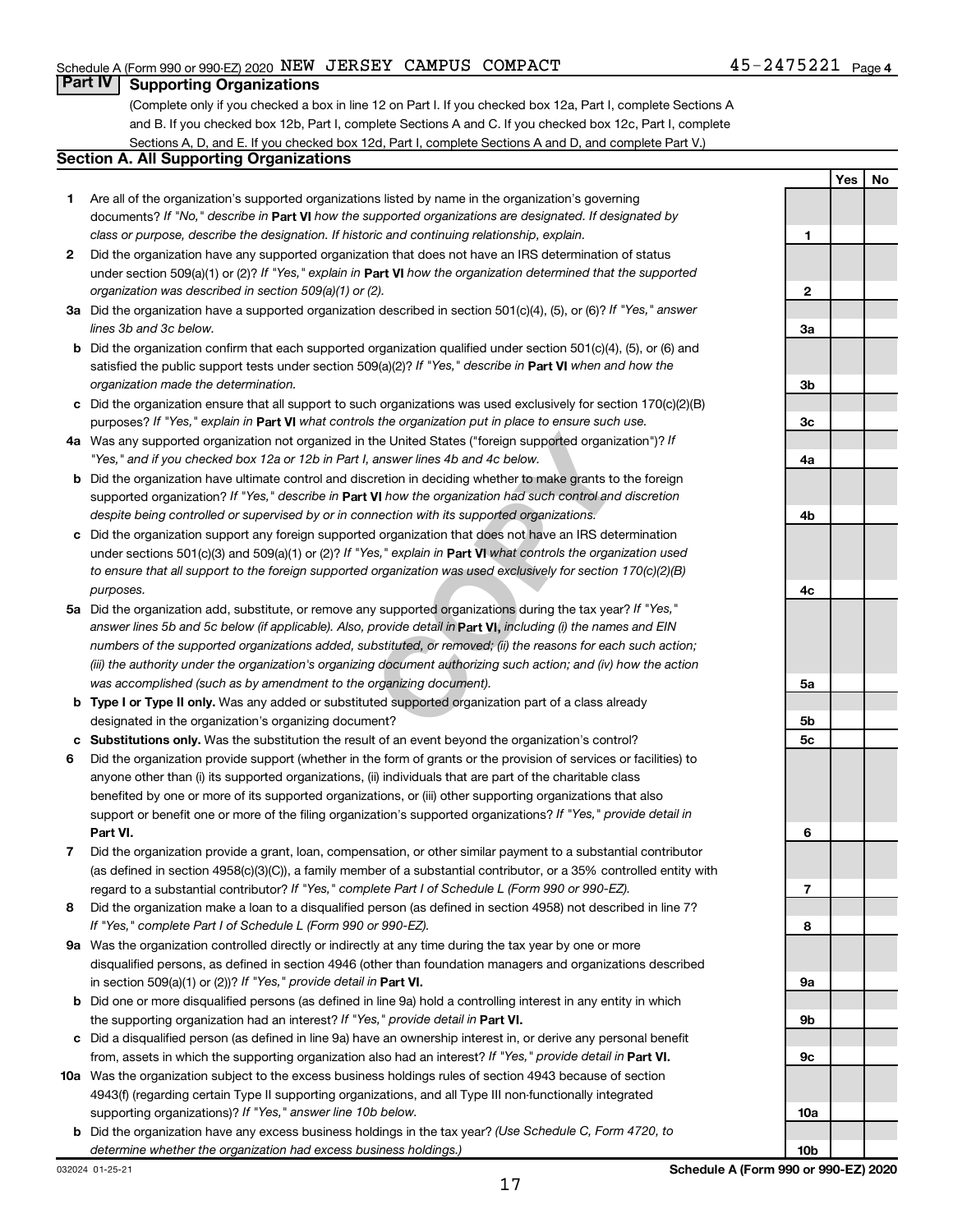Schedule A (Form 990 or 990-EZ) 2020 NEW JERSEY CAMPUS COMPACT 45-2475221

## Part IV Supporting Organizations

(Complete only if you checked a box in line 12 on Part I. If you checked box 12a, Part I, complete Sections A and B. If you checked box 12b, Part I, complete Sections A and C. If you checked box 12c, Part I, complete Sections A, D, and E. If you checked box 12d, Part I, complete Sections A and D, and complete Part V.)

### Section A. All Supporting Organizations

| | | | Yes | No |
|---|---|---|---|---|
| **1** | Are all of the organization's supported organizations listed by name in the organization's governing documents? *If "No," describe in* **Part VI** *how the supported organizations are designated. If designated by class or purpose, describe the designation. If historic and continuing relationship, explain.* | 1 | | |
| **2** | Did the organization have any supported organization that does not have an IRS determination of status under section 509(a)(1) or (2)? *If "Yes," explain in* **Part VI** *how the organization determined that the supported organization was described in section 509(a)(1) or (2).* | 2 | | |
| **3a** | Did the organization have a supported organization described in section 501(c)(4), (5), or (6)? *If "Yes," answer lines 3b and 3c below.* | 3a | | |
| **b** | Did the organization confirm that each supported organization qualified under section 501(c)(4), (5), or (6) and satisfied the public support tests under section 509(a)(2)? *If "Yes," describe in* **Part VI** *when and how the organization made the determination.* | 3b | | |
| **c** | Did the organization ensure that all support to such organizations was used exclusively for section 170(c)(2)(B) purposes? *If "Yes," explain in* **Part VI** *what controls the organization put in place to ensure such use.* | 3c | | |
| **4a** | Was any supported organization not organized in the United States ("foreign supported organization")? *If "Yes," and if you checked box 12a or 12b in Part I, answer lines 4b and 4c below.* | 4a | | |
| **b** | Did the organization have ultimate control and discretion in deciding whether to make grants to the foreign supported organization? *If "Yes," describe in* **Part VI** *how the organization had such control and discretion despite being controlled or supervised by or in connection with its supported organizations.* | 4b | | |
| **c** | Did the organization support any foreign supported organization that does not have an IRS determination under sections 501(c)(3) and 509(a)(1) or (2)? *If "Yes," explain in* **Part VI** *what controls the organization used to ensure that all support to the foreign supported organization was used exclusively for section 170(c)(2)(B) purposes.* | 4c | | |
| **5a** | Did the organization add, substitute, or remove any supported organizations during the tax year? *If "Yes," answer lines 5b and 5c below (if applicable). Also, provide detail in* **Part VI,** *including (i) the names and EIN numbers of the supported organizations added, substituted, or removed; (ii) the reasons for each such action; (iii) the authority under the organization's organizing document authorizing such action; and (iv) how the action was accomplished (such as by amendment to the organizing document).* | 5a | | |
| **b** | **Type I or Type II only.** Was any added or substituted supported organization part of a class already designated in the organization's organizing document? | 5b | | |
| **c** | **Substitutions only.** Was the substitution the result of an event beyond the organization's control? | 5c | | |
| **6** | Did the organization provide support (whether in the form of grants or the provision of services or facilities) to anyone other than (i) its supported organizations, (ii) individuals that are part of the charitable class benefited by one or more of its supported organizations, or (iii) other supporting organizations that also support or benefit one or more of the filing organization's supported organizations? *If "Yes," provide detail in* **Part VI.** | 6 | | |
| **7** | Did the organization provide a grant, loan, compensation, or other similar payment to a substantial contributor (as defined in section 4958(c)(3)(C)), a family member of a substantial contributor, or a 35% controlled entity with regard to a substantial contributor? *If "Yes," complete Part I of Schedule L (Form 990 or 990-EZ).* | 7 | | |
| **8** | Did the organization make a loan to a disqualified person (as defined in section 4958) not described in line 7? *If "Yes," complete Part I of Schedule L (Form 990 or 990-EZ).* | 8 | | |
| **9a** | Was the organization controlled directly or indirectly at any time during the tax year by one or more disqualified persons, as defined in section 4946 (other than foundation managers and organizations described in section 509(a)(1) or (2))? *If "Yes," provide detail in* **Part VI.** | 9a | | |
| **b** | Did one or more disqualified persons (as defined in line 9a) hold a controlling interest in any entity in which the supporting organization had an interest? *If "Yes," provide detail in* **Part VI.** | 9b | | |
| **c** | Did a disqualified person (as defined in line 9a) have an ownership interest in, or derive any personal benefit from, assets in which the supporting organization also had an interest? *If "Yes," provide detail in* **Part VI.** | 9c | | |
| **10a** | Was the organization subject to the excess business holdings rules of section 4943 because of section 4943(f) (regarding certain Type II supporting organizations, and all Type III non-functionally integrated supporting organizations)? *If "Yes," answer line 10b below.* | 10a | | |
| **b** | Did the organization have any excess business holdings in the tax year? *(Use Schedule C, Form 4720, to determine whether the organization had excess business holdings.)* | 10b | | |

032024 01-25-21

**Schedule A (Form 990 or 990-EZ) 2020**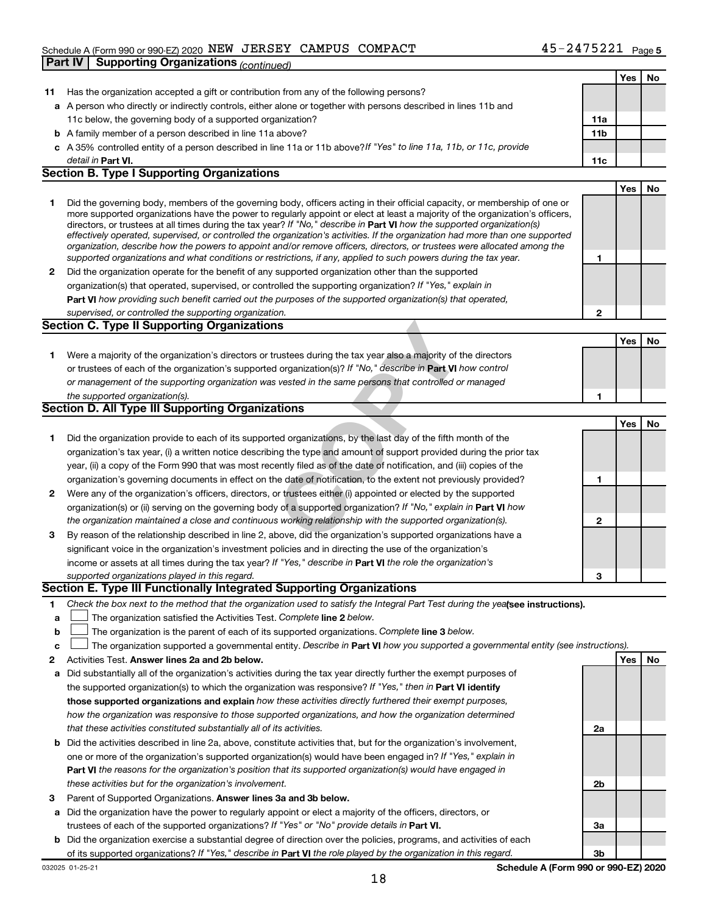Schedule A (Form 990 or 990-EZ) 2020 NEW JERSEY CAMPUS COMPACT 45-2475221 Page 5

**Part IV Supporting Organizations** *(continued)*

| | | | Yes | No |
|---|---|---|---|---|
| **11** | Has the organization accepted a gift or contribution from any of the following persons? | | | |
| **a** | A person who directly or indirectly controls, either alone or together with persons described in lines 11b and 11c below, the governing body of a supported organization? | **11a** | | |
| **b** | A family member of a person described in line 11a above? | **11b** | | |
| **c** | A 35% controlled entity of a person described in line 11a or 11b above? *If "Yes" to line 11a, 11b, or 11c, provide detail in* **Part VI.** | **11c** | | |

**Section B. Type I Supporting Organizations**

| | | | Yes | No |
|---|---|---|---|---|
| **1** | Did the governing body, members of the governing body, officers acting in their official capacity, or membership of one or more supported organizations have the power to regularly appoint or elect at least a majority of the organization's officers, directors, or trustees at all times during the tax year? *If "No," describe in* **Part VI** *how the supported organization(s) effectively operated, supervised, or controlled the organization's activities. If the organization had more than one supported organization, describe how the powers to appoint and/or remove officers, directors, or trustees were allocated among the supported organizations and what conditions or restrictions, if any, applied to such powers during the tax year.* | **1** | | |
| **2** | Did the organization operate for the benefit of any supported organization other than the supported organization(s) that operated, supervised, or controlled the supporting organization? *If "Yes," explain in* **Part VI** *how providing such benefit carried out the purposes of the supported organization(s) that operated, supervised, or controlled the supporting organization.* | **2** | | |

**Section C. Type II Supporting Organizations**

| | | | Yes | No |
|---|---|---|---|---|
| **1** | Were a majority of the organization's directors or trustees during the tax year also a majority of the directors or trustees of each of the organization's supported organization(s)? *If "No," describe in* **Part VI** *how control or management of the supporting organization was vested in the same persons that controlled or managed the supported organization(s).* | **1** | | |

**Section D. All Type III Supporting Organizations**

| | | | Yes | No |
|---|---|---|---|---|
| **1** | Did the organization provide to each of its supported organizations, by the last day of the fifth month of the organization's tax year, (i) a written notice describing the type and amount of support provided during the prior tax year, (ii) a copy of the Form 990 that was most recently filed as of the date of notification, and (iii) copies of the organization's governing documents in effect on the date of notification, to the extent not previously provided? | **1** | | |
| **2** | Were any of the organization's officers, directors, or trustees either (i) appointed or elected by the supported organization(s) or (ii) serving on the governing body of a supported organization? *If "No," explain in* **Part VI** *how the organization maintained a close and continuous working relationship with the supported organization(s).* | **2** | | |
| **3** | By reason of the relationship described in line 2, above, did the organization's supported organizations have a significant voice in the organization's investment policies and in directing the use of the organization's income or assets at all times during the tax year? *If "Yes," describe in* **Part VI** *the role the organization's supported organizations played in this regard.* | **3** | | |

**Section E. Type III Functionally Integrated Supporting Organizations**

**1** *Check the box next to the method that the organization used to satisfy the Integral Part Test during the year* **(see instructions).**

**a** ☐ The organization satisfied the Activities Test. *Complete* **line 2** *below.*

**b** ☐ The organization is the parent of each of its supported organizations. *Complete* **line 3** *below.*

**c** ☐ The organization supported a governmental entity. *Describe in* **Part VI** *how you supported a governmental entity (see instructions).*

| | | | Yes | No |
|---|---|---|---|---|
| **2** | Activities Test. **Answer lines 2a and 2b below.** | | | |
| **a** | Did substantially all of the organization's activities during the tax year directly further the exempt purposes of the supported organization(s) to which the organization was responsive? *If "Yes," then in* **Part VI identify those supported organizations and explain** *how these activities directly furthered their exempt purposes, how the organization was responsive to those supported organizations, and how the organization determined that these activities constituted substantially all of its activities.* | **2a** | | |
| **b** | Did the activities described in line 2a, above, constitute activities that, but for the organization's involvement, one or more of the organization's supported organization(s) would have been engaged in? *If "Yes," explain in* **Part VI** *the reasons for the organization's position that its supported organization(s) would have engaged in these activities but for the organization's involvement.* | **2b** | | |
| **3** | Parent of Supported Organizations. **Answer lines 3a and 3b below.** | | | |
| **a** | Did the organization have the power to regularly appoint or elect a majority of the officers, directors, or trustees of each of the supported organizations? *If "Yes" or "No" provide details in* **Part VI.** | **3a** | | |
| **b** | Did the organization exercise a substantial degree of direction over the policies, programs, and activities of each of its supported organizations? *If "Yes," describe in* **Part VI** *the role played by the organization in this regard.* | **3b** | | |

032025 01-25-21 **Schedule A (Form 990 or 990-EZ) 2020**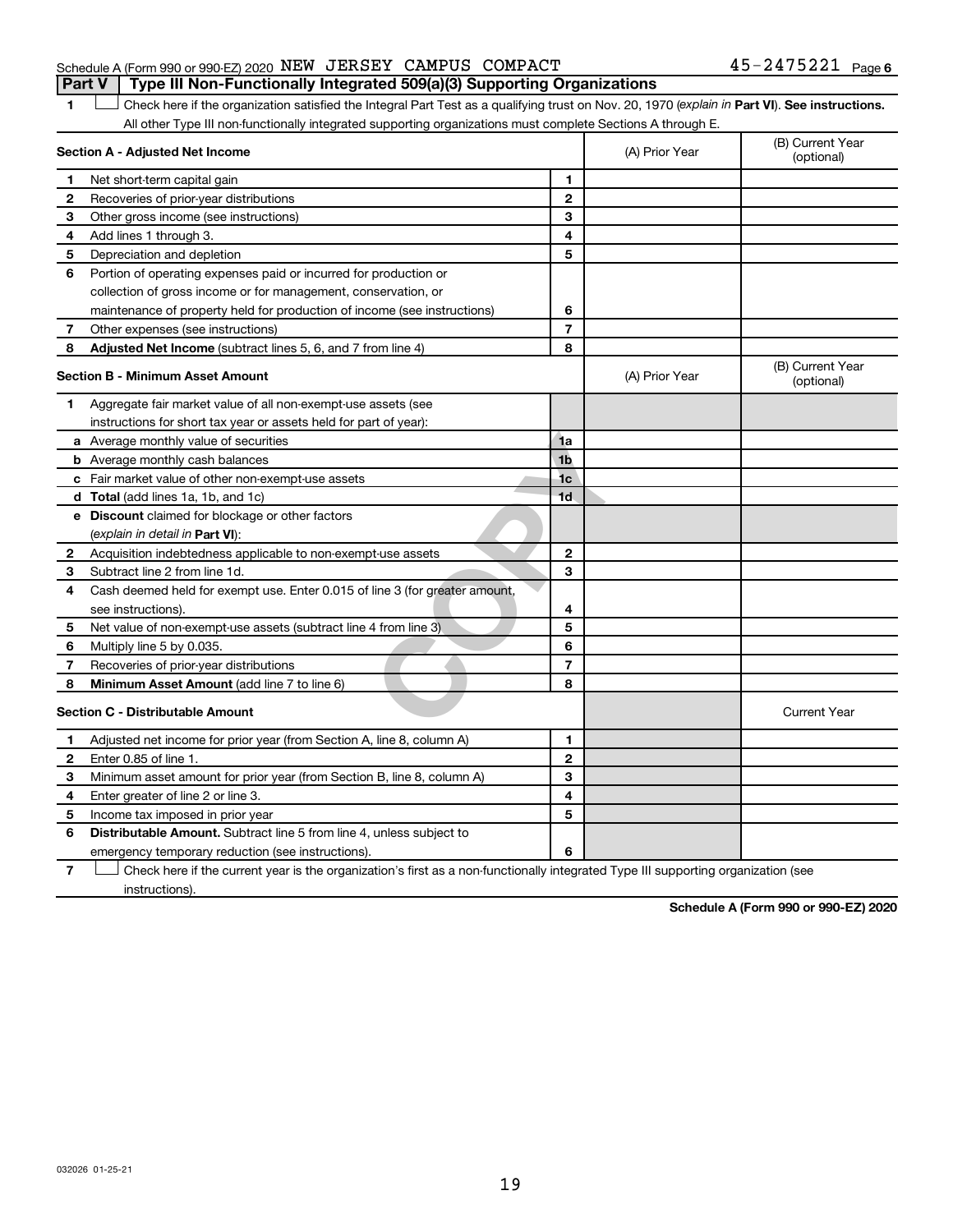Schedule A (Form 990 or 990-EZ) 2020 NEW JERSEY CAMPUS COMPACT 45-2475221 Page 6

## Part V | Type III Non-Functionally Integrated 509(a)(3) Supporting Organizations

**1** ☐ Check here if the organization satisfied the Integral Part Test as a qualifying trust on Nov. 20, 1970 (*explain in* **Part VI**). **See instructions.** All other Type III non-functionally integrated supporting organizations must complete Sections A through E.

| **Section A - Adjusted Net Income** | | (A) Prior Year | (B) Current Year (optional) |
|---|---|---|---|
| **1** Net short-term capital gain | 1 | | |
| **2** Recoveries of prior-year distributions | 2 | | |
| **3** Other gross income (see instructions) | 3 | | |
| **4** Add lines 1 through 3. | 4 | | |
| **5** Depreciation and depletion | 5 | | |
| **6** Portion of operating expenses paid or incurred for production or collection of gross income or for management, conservation, or maintenance of property held for production of income (see instructions) | 6 | | |
| **7** Other expenses (see instructions) | 7 | | |
| **8** **Adjusted Net Income** (subtract lines 5, 6, and 7 from line 4) | 8 | | |

| **Section B - Minimum Asset Amount** | | (A) Prior Year | (B) Current Year (optional) |
|---|---|---|---|
| **1** Aggregate fair market value of all non-exempt-use assets (see instructions for short tax year or assets held for part of year): | | | |
| **a** Average monthly value of securities | 1a | | |
| **b** Average monthly cash balances | 1b | | |
| **c** Fair market value of other non-exempt-use assets | 1c | | |
| **d** **Total** (add lines 1a, 1b, and 1c) | 1d | | |
| **e** **Discount** claimed for blockage or other factors (*explain in detail in* **Part VI**): | | | |
| **2** Acquisition indebtedness applicable to non-exempt-use assets | 2 | | |
| **3** Subtract line 2 from line 1d. | 3 | | |
| **4** Cash deemed held for exempt use. Enter 0.015 of line 3 (for greater amount, see instructions). | 4 | | |
| **5** Net value of non-exempt-use assets (subtract line 4 from line 3) | 5 | | |
| **6** Multiply line 5 by 0.035. | 6 | | |
| **7** Recoveries of prior-year distributions | 7 | | |
| **8** **Minimum Asset Amount** (add line 7 to line 6) | 8 | | |

| **Section C - Distributable Amount** | | | Current Year |
|---|---|---|---|
| **1** Adjusted net income for prior year (from Section A, line 8, column A) | 1 | | |
| **2** Enter 0.85 of line 1. | 2 | | |
| **3** Minimum asset amount for prior year (from Section B, line 8, column A) | 3 | | |
| **4** Enter greater of line 2 or line 3. | 4 | | |
| **5** Income tax imposed in prior year | 5 | | |
| **6** **Distributable Amount.** Subtract line 5 from line 4, unless subject to emergency temporary reduction (see instructions). | 6 | | |

**7** ☐ Check here if the current year is the organization's first as a non-functionally integrated Type III supporting organization (see instructions).

**Schedule A (Form 990 or 990-EZ) 2020**

032026 01-25-21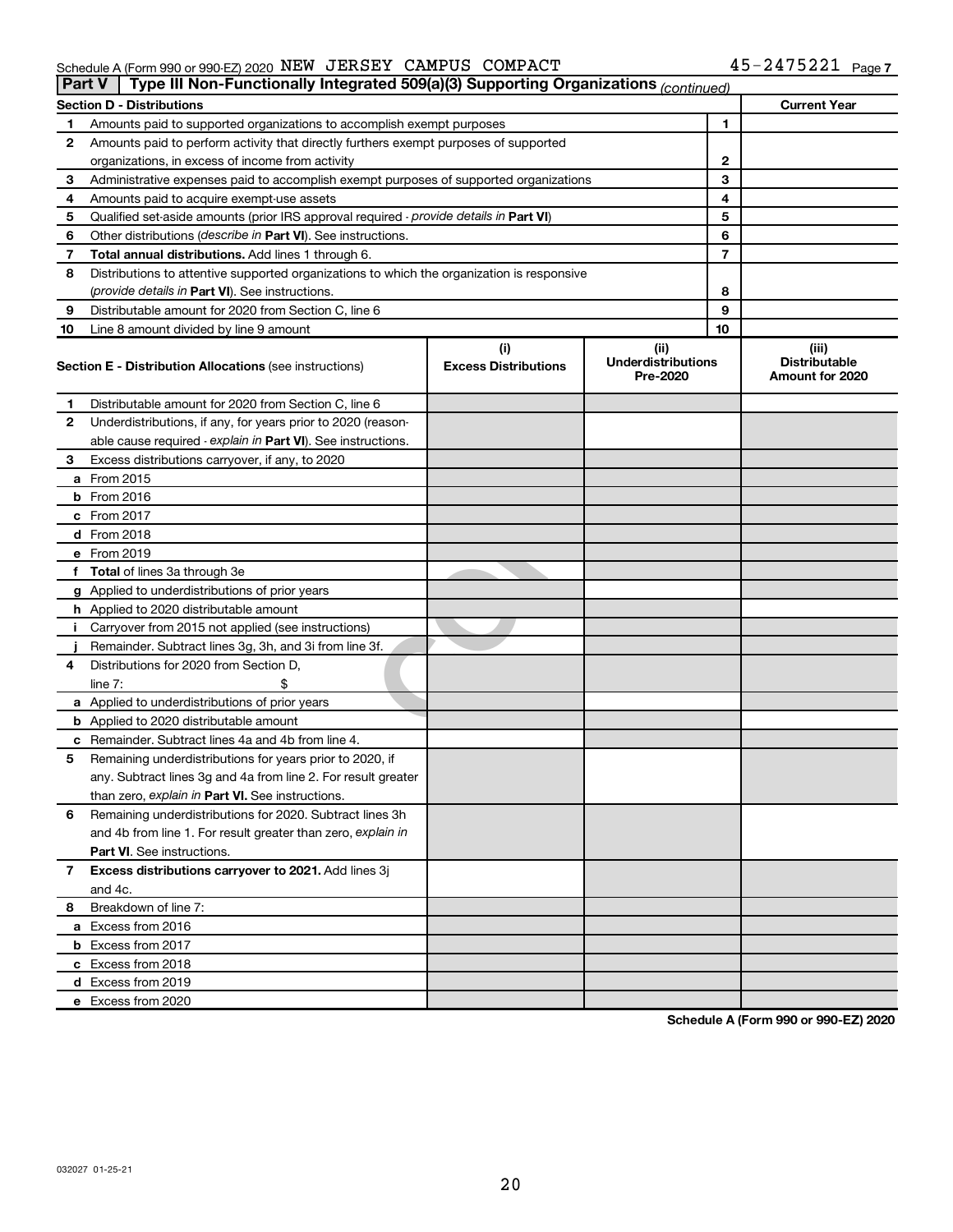Schedule A (Form 990 or 990-EZ) 2020 NEW JERSEY CAMPUS COMPACT 45-2475221 Page 7

**Part V | Type III Non-Functionally Integrated 509(a)(3) Supporting Organizations** *(continued)*

| **Section D - Distributions** | | | **Current Year** |
|---|---|---|---|
| 1 | Amounts paid to supported organizations to accomplish exempt purposes | 1 | |
| 2 | Amounts paid to perform activity that directly furthers exempt purposes of supported organizations, in excess of income from activity | 2 | |
| 3 | Administrative expenses paid to accomplish exempt purposes of supported organizations | 3 | |
| 4 | Amounts paid to acquire exempt-use assets | 4 | |
| 5 | Qualified set-aside amounts (prior IRS approval required - *provide details in* **Part VI**) | 5 | |
| 6 | Other distributions (*describe in* **Part VI**). See instructions. | 6 | |
| 7 | **Total annual distributions.** Add lines 1 through 6. | 7 | |
| 8 | Distributions to attentive supported organizations to which the organization is responsive (*provide details in* **Part VI**). See instructions. | 8 | |
| 9 | Distributable amount for 2020 from Section C, line 6 | 9 | |
| 10 | Line 8 amount divided by line 9 amount | 10 | |

| | **Section E - Distribution Allocations** (see instructions) | (i) **Excess Distributions** | (ii) **Underdistributions Pre-2020** | (iii) **Distributable Amount for 2020** |
|---|---|---|---|---|
| 1 | Distributable amount for 2020 from Section C, line 6 | | | |
| 2 | Underdistributions, if any, for years prior to 2020 (reasonable cause required - *explain in* **Part VI**). See instructions. | | | |
| 3 | Excess distributions carryover, if any, to 2020 | | | |
| a | From 2015 | | | |
| b | From 2016 | | | |
| c | From 2017 | | | |
| d | From 2018 | | | |
| e | From 2019 | | | |
| f | **Total** of lines 3a through 3e | | | |
| g | Applied to underdistributions of prior years | | | |
| h | Applied to 2020 distributable amount | | | |
| i | Carryover from 2015 not applied (see instructions) | | | |
| j | Remainder. Subtract lines 3g, 3h, and 3i from line 3f. | | | |
| 4 | Distributions for 2020 from Section D, line 7: $ | | | |
| a | Applied to underdistributions of prior years | | | |
| b | Applied to 2020 distributable amount | | | |
| c | Remainder. Subtract lines 4a and 4b from line 4. | | | |
| 5 | Remaining underdistributions for years prior to 2020, if any. Subtract lines 3g and 4a from line 2. For result greater than zero, *explain in* **Part VI.** See instructions. | | | |
| 6 | Remaining underdistributions for 2020. Subtract lines 3h and 4b from line 1. For result greater than zero, *explain in* **Part VI**. See instructions. | | | |
| 7 | **Excess distributions carryover to 2021.** Add lines 3j and 4c. | | | |
| 8 | Breakdown of line 7: | | | |
| a | Excess from 2016 | | | |
| b | Excess from 2017 | | | |
| c | Excess from 2018 | | | |
| d | Excess from 2019 | | | |
| e | Excess from 2020 | | | |

**Schedule A (Form 990 or 990-EZ) 2020**

032027 01-25-21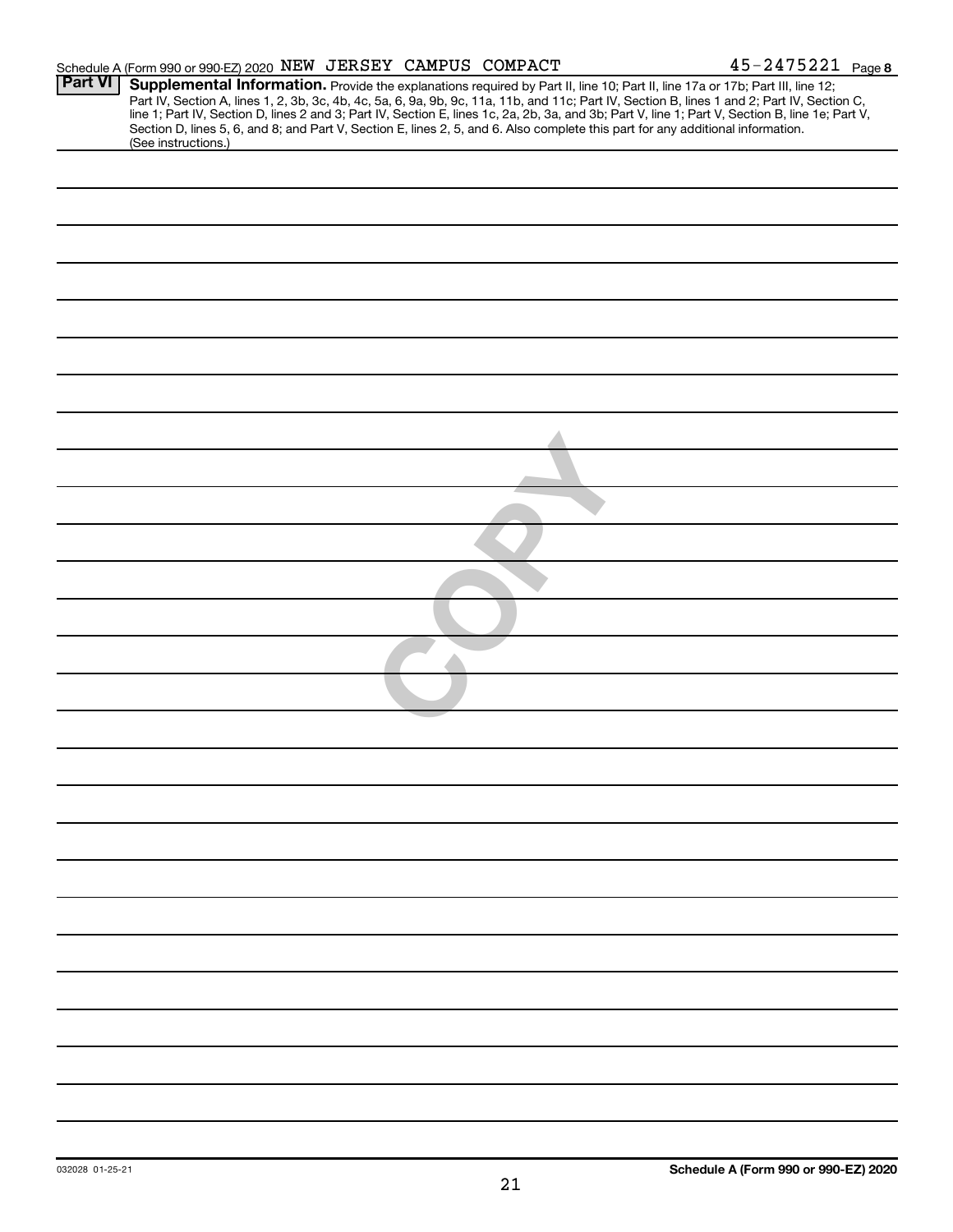Schedule A (Form 990 or 990-EZ) 2020 NEW JERSEY CAMPUS COMPACT 45-2475221 Page **8**

**Part VI** **Supplemental Information.** Provide the explanations required by Part II, line 10; Part II, line 17a or 17b; Part III, line 12; Part IV, Section A, lines 1, 2, 3b, 3c, 4b, 4c, 5a, 6, 9a, 9b, 9c, 11a, 11b, and 11c; Part IV, Section B, lines 1 and 2; Part IV, Section C, line 1; Part IV, Section D, lines 2 and 3; Part IV, Section E, lines 1c, 2a, 2b, 3a, and 3b; Part V, line 1; Part V, Section B, line 1e; Part V, Section D, lines 5, 6, and 8; and Part V, Section E, lines 2, 5, and 6. Also complete this part for any additional information. (See instructions.)

COPY

032028 01-25-21

**Schedule A (Form 990 or 990-EZ) 2020**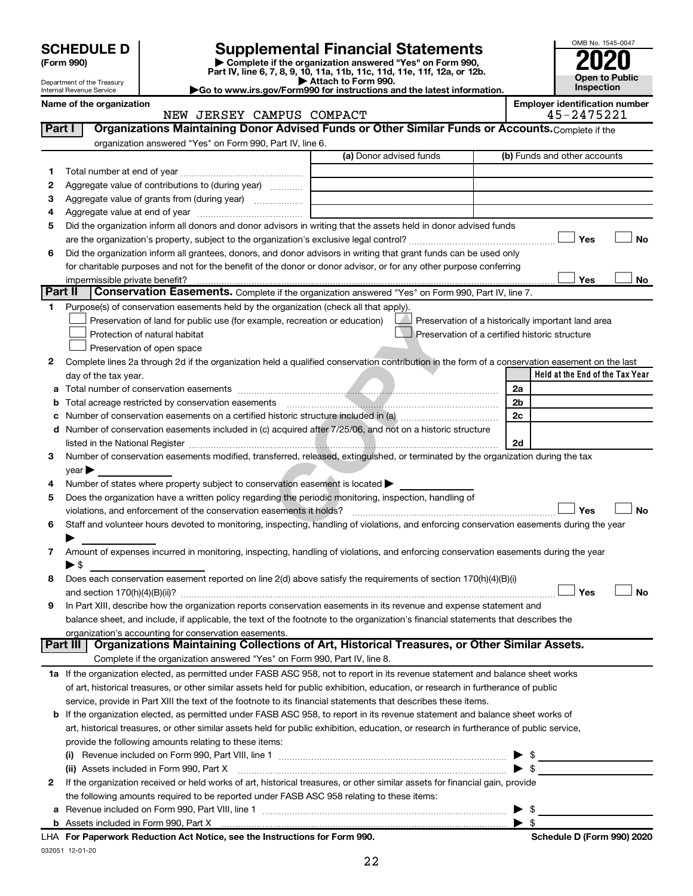**SCHEDULE D**
**(Form 990)**

Department of the Treasury
Internal Revenue Service

# Supplemental Financial Statements

▶ Complete if the organization answered "Yes" on Form 990, Part IV, line 6, 7, 8, 9, 10, 11a, 11b, 11c, 11d, 11e, 11f, 12a, or 12b.
▶ Attach to Form 990.
▶Go to www.irs.gov/Form990 for instructions and the latest information.

OMB No. 1545-0047
**2020**
**Open to Public Inspection**

**Name of the organization**
NEW JERSEY CAMPUS COMPACT

**Employer identification number**
45-2475221

## Part I — Organizations Maintaining Donor Advised Funds or Other Similar Funds or Accounts.

Complete if the organization answered "Yes" on Form 990, Part IV, line 6.

| | | (a) Donor advised funds | (b) Funds and other accounts |
|---|---|---|---|
| 1 | Total number at end of year | | |
| 2 | Aggregate value of contributions to (during year) | | |
| 3 | Aggregate value of grants from (during year) | | |
| 4 | Aggregate value at end of year | | |

5 Did the organization inform all donors and donor advisors in writing that the assets held in donor advised funds are the organization's property, subject to the organization's exclusive legal control? ☐ Yes ☐ No

6 Did the organization inform all grantees, donors, and donor advisors in writing that grant funds can be used only for charitable purposes and not for the benefit of the donor or donor advisor, or for any other purpose conferring impermissible private benefit? ☐ Yes ☐ No

## Part II — Conservation Easements.

Complete if the organization answered "Yes" on Form 990, Part IV, line 7.

1 Purpose(s) of conservation easements held by the organization (check all that apply).

- ☐ Preservation of land for public use (for example, recreation or education)
- ☐ Protection of natural habitat
- ☐ Preservation of open space
- ☐ Preservation of a historically important land area
- ☐ Preservation of a certified historic structure

2 Complete lines 2a through 2d if the organization held a qualified conservation contribution in the form of a conservation easement on the last day of the tax year.

| | | | Held at the End of the Tax Year |
|---|---|---|---|
| a | Total number of conservation easements | 2a | |
| b | Total acreage restricted by conservation easements | 2b | |
| c | Number of conservation easements on a certified historic structure included in (a) | 2c | |
| d | Number of conservation easements included in (c) acquired after 7/25/06, and not on a historic structure listed in the National Register | 2d | |

3 Number of conservation easements modified, transferred, released, extinguished, or terminated by the organization during the tax year ▶

4 Number of states where property subject to conservation easement is located ▶

5 Does the organization have a written policy regarding the periodic monitoring, inspection, handling of violations, and enforcement of the conservation easements it holds? ☐ Yes ☐ No

6 Staff and volunteer hours devoted to monitoring, inspecting, handling of violations, and enforcing conservation easements during the year ▶

7 Amount of expenses incurred in monitoring, inspecting, handling of violations, and enforcing conservation easements during the year ▶ $

8 Does each conservation easement reported on line 2(d) above satisfy the requirements of section 170(h)(4)(B)(i) and section 170(h)(4)(B)(ii)? ☐ Yes ☐ No

9 In Part XIII, describe how the organization reports conservation easements in its revenue and expense statement and balance sheet, and include, if applicable, the text of the footnote to the organization's financial statements that describes the organization's accounting for conservation easements.

## Part III — Organizations Maintaining Collections of Art, Historical Treasures, or Other Similar Assets.

Complete if the organization answered "Yes" on Form 990, Part IV, line 8.

1a If the organization elected, as permitted under FASB ASC 958, not to report in its revenue statement and balance sheet works of art, historical treasures, or other similar assets held for public exhibition, education, or research in furtherance of public service, provide in Part XIII the text of the footnote to its financial statements that describes these items.

b If the organization elected, as permitted under FASB ASC 958, to report in its revenue statement and balance sheet works of art, historical treasures, or other similar assets held for public exhibition, education, or research in furtherance of public service, provide the following amounts relating to these items:

(i) Revenue included on Form 990, Part VIII, line 1 ▶ $

(ii) Assets included in Form 990, Part X ▶ $

2 If the organization received or held works of art, historical treasures, or other similar assets for financial gain, provide the following amounts required to be reported under FASB ASC 958 relating to these items:

a Revenue included on Form 990, Part VIII, line 1 ▶ $

b Assets included in Form 990, Part X ▶ $

LHA **For Paperwork Reduction Act Notice, see the Instructions for Form 990.** **Schedule D (Form 990) 2020**

032051 12-01-20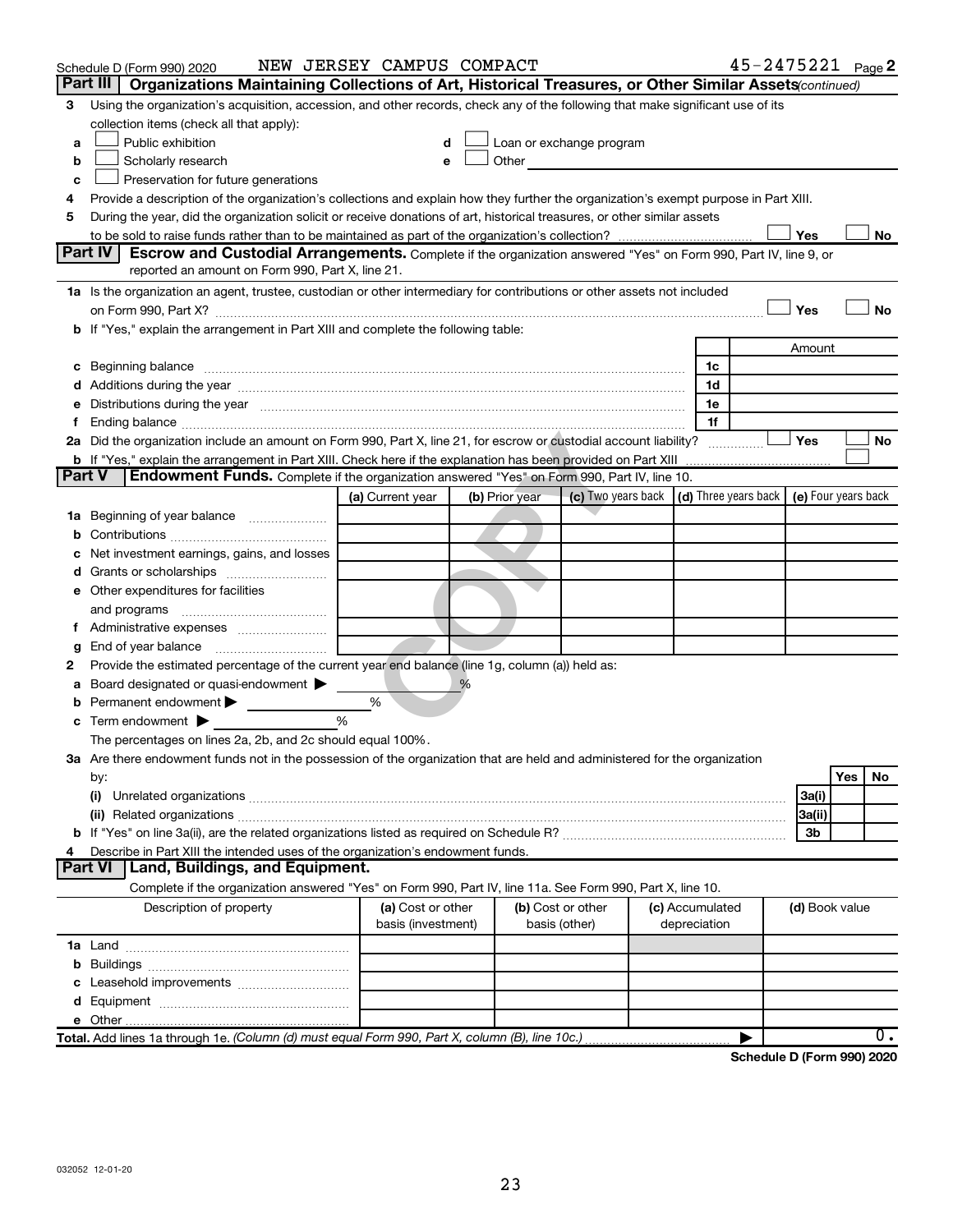Schedule D (Form 990) 2020 NEW JERSEY CAMPUS COMPACT 45-2475221 Page 2

**Part III** **Organizations Maintaining Collections of Art, Historical Treasures, or Other Similar Assets** *(continued)*

3 Using the organization's acquisition, accession, and other records, check any of the following that make significant use of its collection items (check all that apply):

a ☐ Public exhibition
b ☐ Scholarly research
c ☐ Preservation for future generations
d ☐ Loan or exchange program
e ☐ Other

4 Provide a description of the organization's collections and explain how they further the organization's exempt purpose in Part XIII.

5 During the year, did the organization solicit or receive donations of art, historical treasures, or other similar assets to be sold to raise funds rather than to be maintained as part of the organization's collection? ☐ Yes ☐ No

**Part IV** **Escrow and Custodial Arrangements.** Complete if the organization answered "Yes" on Form 990, Part IV, line 9, or reported an amount on Form 990, Part X, line 21.

1a Is the organization an agent, trustee, custodian or other intermediary for contributions or other assets not included on Form 990, Part X? ☐ Yes ☐ No

b If "Yes," explain the arrangement in Part XIII and complete the following table:

| | | Amount |
|---|---|---|
| c Beginning balance | 1c | |
| d Additions during the year | 1d | |
| e Distributions during the year | 1e | |
| f Ending balance | 1f | |

2a Did the organization include an amount on Form 990, Part X, line 21, for escrow or custodial account liability? ☐ Yes ☐ No

b If "Yes," explain the arrangement in Part XIII. Check here if the explanation has been provided on Part XIII ☐

**Part V** **Endowment Funds.** Complete if the organization answered "Yes" on Form 990, Part IV, line 10.

| | (a) Current year | (b) Prior year | (c) Two years back | (d) Three years back | (e) Four years back |
|---|---|---|---|---|---|
| 1a Beginning of year balance | | | | | |
| b Contributions | | | | | |
| c Net investment earnings, gains, and losses | | | | | |
| d Grants or scholarships | | | | | |
| e Other expenditures for facilities and programs | | | | | |
| f Administrative expenses | | | | | |
| g End of year balance | | | | | |

2 Provide the estimated percentage of the current year end balance (line 1g, column (a)) held as:

a Board designated or quasi-endowment ▶ %
b Permanent endowment ▶ %
c Term endowment ▶ %

The percentages on lines 2a, 2b, and 2c should equal 100%.

3a Are there endowment funds not in the possession of the organization that are held and administered for the organization by:

| | | Yes | No |
|---|---|---|---|
| (i) Unrelated organizations | 3a(i) | | |
| (ii) Related organizations | 3a(ii) | | |
| b If "Yes" on line 3a(ii), are the related organizations listed as required on Schedule R? | 3b | | |

4 Describe in Part XIII the intended uses of the organization's endowment funds.

**Part VI** **Land, Buildings, and Equipment.**

Complete if the organization answered "Yes" on Form 990, Part IV, line 11a. See Form 990, Part X, line 10.

| Description of property | (a) Cost or other basis (investment) | (b) Cost or other basis (other) | (c) Accumulated depreciation | (d) Book value |
|---|---|---|---|---|
| 1a Land | | | | |
| b Buildings | | | | |
| c Leasehold improvements | | | | |
| d Equipment | | | | |
| e Other | | | | |
| **Total.** Add lines 1a through 1e. *(Column (d) must equal Form 990, Part X, column (B), line 10c.)* | | | ▶ | 0. |

**Schedule D (Form 990) 2020**

032052 12-01-20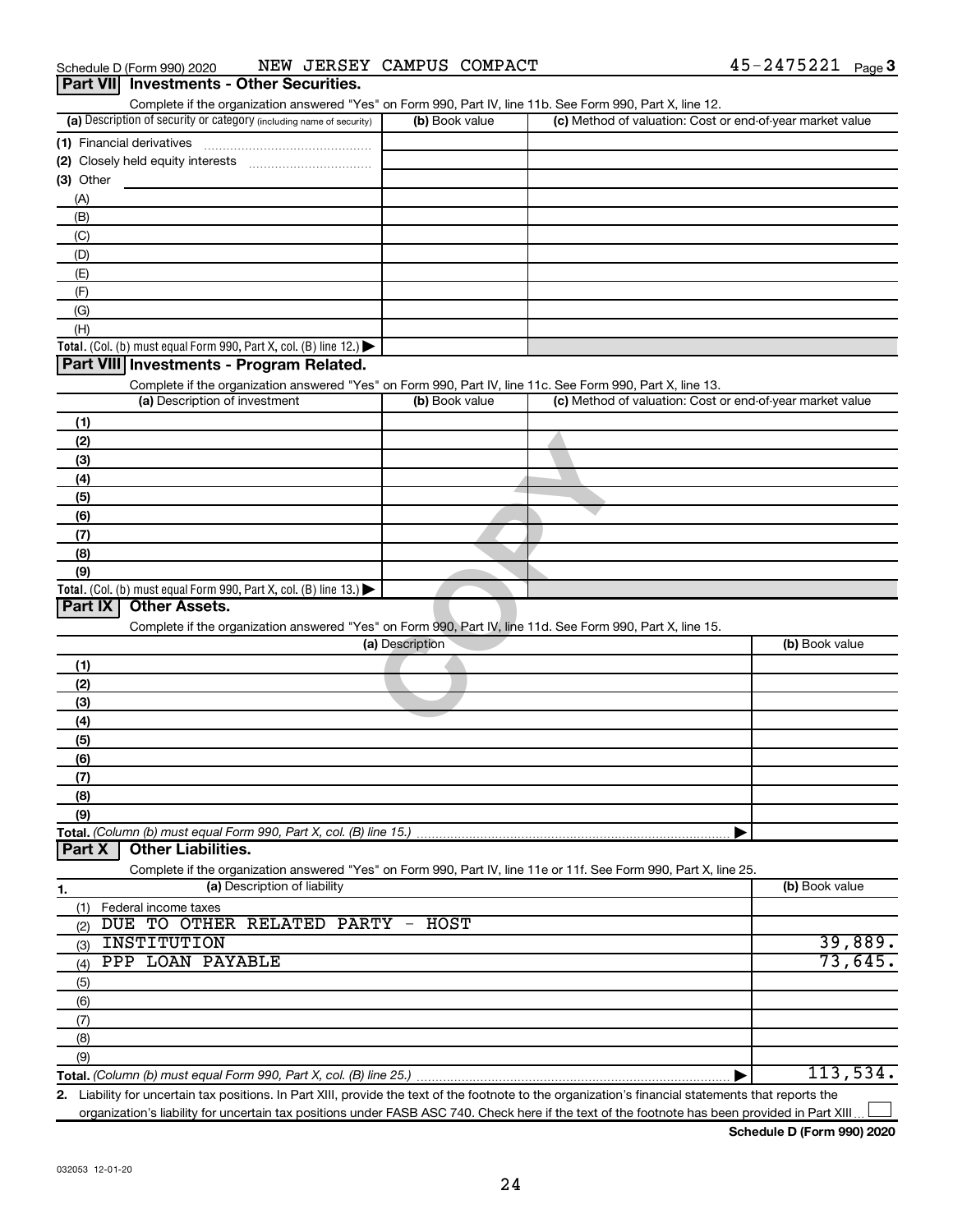Schedule D (Form 990) 2020 NEW JERSEY CAMPUS COMPACT 45-2475221 Page 3

## Part VII Investments - Other Securities.

Complete if the organization answered "Yes" on Form 990, Part IV, line 11b. See Form 990, Part X, line 12.

| (a) Description of security or category (including name of security) | (b) Book value | (c) Method of valuation: Cost or end-of-year market value |
|---|---|---|
| (1) Financial derivatives | | |
| (2) Closely held equity interests | | |
| (3) Other | | |
| (A) | | |
| (B) | | |
| (C) | | |
| (D) | | |
| (E) | | |
| (F) | | |
| (G) | | |
| (H) | | |
| **Total.** (Col. (b) must equal Form 990, Part X, col. (B) line 12.) | | |

## Part VIII Investments - Program Related.

Complete if the organization answered "Yes" on Form 990, Part IV, line 11c. See Form 990, Part X, line 13.

| (a) Description of investment | (b) Book value | (c) Method of valuation: Cost or end-of-year market value |
|---|---|---|
| (1) | | |
| (2) | | |
| (3) | | |
| (4) | | |
| (5) | | |
| (6) | | |
| (7) | | |
| (8) | | |
| (9) | | |
| **Total.** (Col. (b) must equal Form 990, Part X, col. (B) line 13.) | | |

## Part IX Other Assets.

Complete if the organization answered "Yes" on Form 990, Part IV, line 11d. See Form 990, Part X, line 15.

| (a) Description | (b) Book value |
|---|---|
| (1) | |
| (2) | |
| (3) | |
| (4) | |
| (5) | |
| (6) | |
| (7) | |
| (8) | |
| (9) | |
| **Total.** (Column (b) must equal Form 990, Part X, col. (B) line 15.) | |

## Part X Other Liabilities.

Complete if the organization answered "Yes" on Form 990, Part IV, line 11e or 11f. See Form 990, Part X, line 25.

| 1. (a) Description of liability | (b) Book value |
|---|---|
| (1) Federal income taxes | |
| (2) DUE TO OTHER RELATED PARTY - HOST | |
| (3) INSTITUTION | 39,889. |
| (4) PPP LOAN PAYABLE | 73,645. |
| (5) | |
| (6) | |
| (7) | |
| (8) | |
| (9) | |
| **Total.** (Column (b) must equal Form 990, Part X, col. (B) line 25.) | 113,534. |

2. Liability for uncertain tax positions. In Part XIII, provide the text of the footnote to the organization's financial statements that reports the organization's liability for uncertain tax positions under FASB ASC 740. Check here if the text of the footnote has been provided in Part XIII ☐

**Schedule D (Form 990) 2020**

032053 12-01-20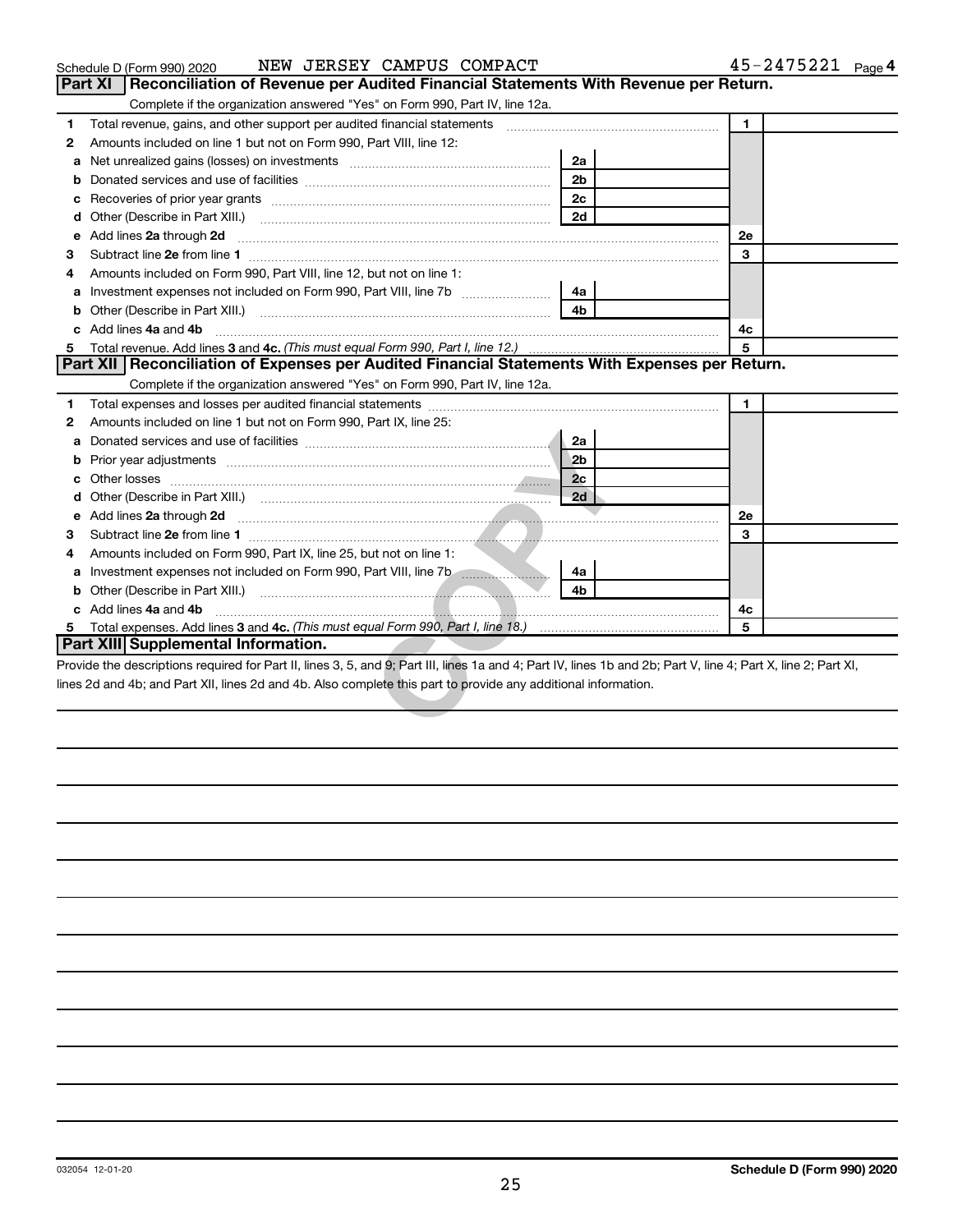Schedule D (Form 990) 2020 NEW JERSEY CAMPUS COMPACT 45-2475221 Page 4

## Part XI Reconciliation of Revenue per Audited Financial Statements With Revenue per Return.

Complete if the organization answered "Yes" on Form 990, Part IV, line 12a.

| | | | | | |
|---|---|---|---|---|---|
| 1 | Total revenue, gains, and other support per audited financial statements | | | 1 | |
| 2 | Amounts included on line 1 but not on Form 990, Part VIII, line 12: | | | | |
| a | Net unrealized gains (losses) on investments | 2a | | | |
| b | Donated services and use of facilities | 2b | | | |
| c | Recoveries of prior year grants | 2c | | | |
| d | Other (Describe in Part XIII.) | 2d | | | |
| e | Add lines **2a** through **2d** | | | 2e | |
| 3 | Subtract line **2e** from line **1** | | | 3 | |
| 4 | Amounts included on Form 990, Part VIII, line 12, but not on line 1: | | | | |
| a | Investment expenses not included on Form 990, Part VIII, line 7b | 4a | | | |
| b | Other (Describe in Part XIII.) | 4b | | | |
| c | Add lines **4a** and **4b** | | | 4c | |
| 5 | Total revenue. Add lines **3** and **4c.** *(This must equal Form 990, Part I, line 12.)* | | | 5 | |

## Part XII Reconciliation of Expenses per Audited Financial Statements With Expenses per Return.

Complete if the organization answered "Yes" on Form 990, Part IV, line 12a.

| | | | | | |
|---|---|---|---|---|---|
| 1 | Total expenses and losses per audited financial statements | | | 1 | |
| 2 | Amounts included on line 1 but not on Form 990, Part IX, line 25: | | | | |
| a | Donated services and use of facilities | 2a | | | |
| b | Prior year adjustments | 2b | | | |
| c | Other losses | 2c | | | |
| d | Other (Describe in Part XIII.) | 2d | | | |
| e | Add lines **2a** through **2d** | | | 2e | |
| 3 | Subtract line **2e** from line **1** | | | 3 | |
| 4 | Amounts included on Form 990, Part IX, line 25, but not on line 1: | | | | |
| a | Investment expenses not included on Form 990, Part VIII, line 7b | 4a | | | |
| b | Other (Describe in Part XIII.) | 4b | | | |
| c | Add lines **4a** and **4b** | | | 4c | |
| 5 | Total expenses. Add lines **3** and **4c.** *(This must equal Form 990, Part I, line 18.)* | | | 5 | |

## Part XIII Supplemental Information.

Provide the descriptions required for Part II, lines 3, 5, and 9; Part III, lines 1a and 4; Part IV, lines 1b and 2b; Part V, line 4; Part X, line 2; Part XI, lines 2d and 4b; and Part XII, lines 2d and 4b. Also complete this part to provide any additional information.

032054 12-01-20 **Schedule D (Form 990) 2020**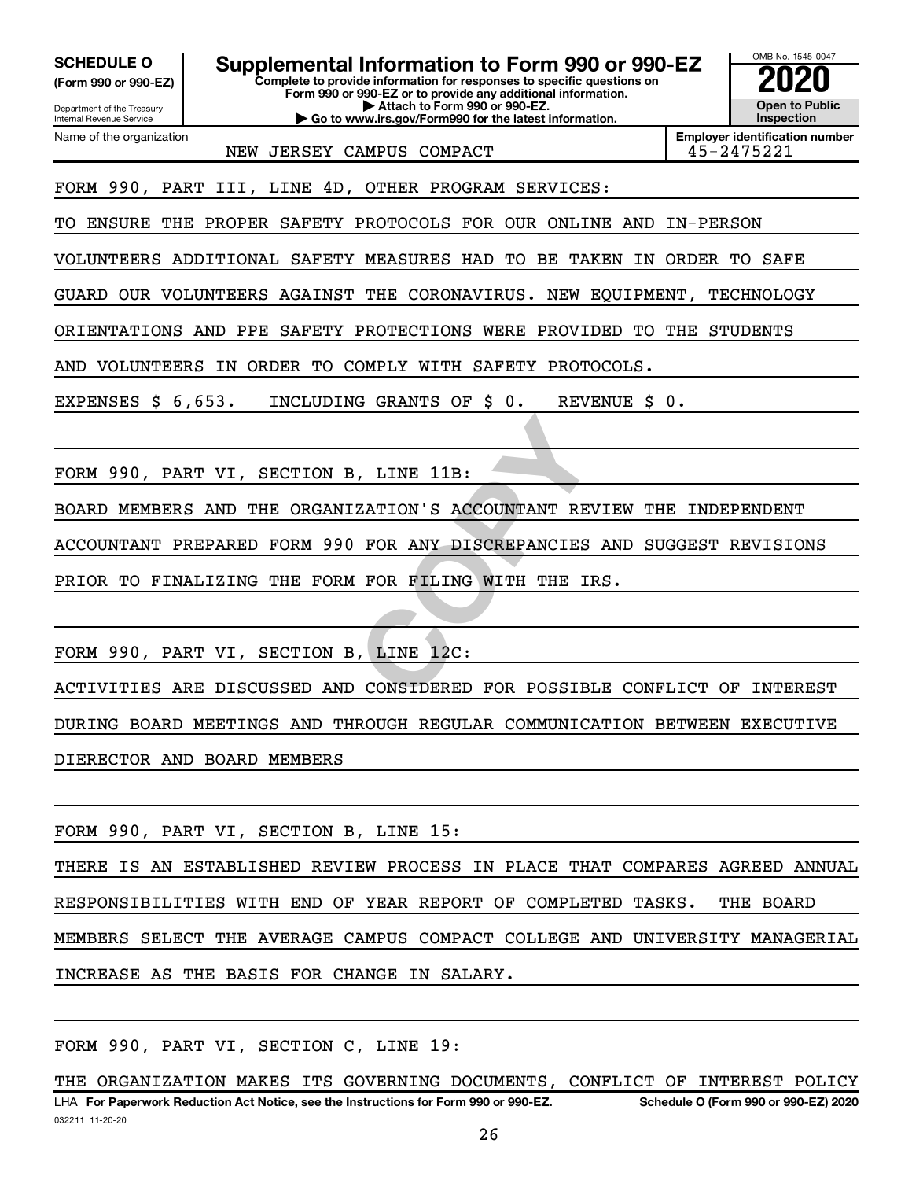**SCHEDULE O** **(Form 990 or 990-EZ)**

Department of the Treasury
Internal Revenue Service

# Supplemental Information to Form 990 or 990-EZ

**Complete to provide information for responses to specific questions on Form 990 or 990-EZ or to provide any additional information.**
**▶ Attach to Form 990 or 990-EZ.**
**▶ Go to www.irs.gov/Form990 for the latest information.**

OMB No. 1545-0047

**2020**

**Open to Public Inspection**

Name of the organization: NEW JERSEY CAMPUS COMPACT

**Employer identification number:** 45-2475221

FORM 990, PART III, LINE 4D, OTHER PROGRAM SERVICES:

TO ENSURE THE PROPER SAFETY PROTOCOLS FOR OUR ONLINE AND IN-PERSON VOLUNTEERS ADDITIONAL SAFETY MEASURES HAD TO BE TAKEN IN ORDER TO SAFE GUARD OUR VOLUNTEERS AGAINST THE CORONAVIRUS. NEW EQUIPMENT, TECHNOLOGY ORIENTATIONS AND PPE SAFETY PROTECTIONS WERE PROVIDED TO THE STUDENTS AND VOLUNTEERS IN ORDER TO COMPLY WITH SAFETY PROTOCOLS.

EXPENSES $ 6,653. INCLUDING GRANTS OF $ 0. REVENUE $ 0.

FORM 990, PART VI, SECTION B, LINE 11B:

BOARD MEMBERS AND THE ORGANIZATION'S ACCOUNTANT REVIEW THE INDEPENDENT ACCOUNTANT PREPARED FORM 990 FOR ANY DISCREPANCIES AND SUGGEST REVISIONS PRIOR TO FINALIZING THE FORM FOR FILING WITH THE IRS.

FORM 990, PART VI, SECTION B, LINE 12C:

ACTIVITIES ARE DISCUSSED AND CONSIDERED FOR POSSIBLE CONFLICT OF INTEREST DURING BOARD MEETINGS AND THROUGH REGULAR COMMUNICATION BETWEEN EXECUTIVE DIERECTOR AND BOARD MEMBERS

FORM 990, PART VI, SECTION B, LINE 15:

THERE IS AN ESTABLISHED REVIEW PROCESS IN PLACE THAT COMPARES AGREED ANNUAL RESPONSIBILITIES WITH END OF YEAR REPORT OF COMPLETED TASKS. THE BOARD MEMBERS SELECT THE AVERAGE CAMPUS COMPACT COLLEGE AND UNIVERSITY MANAGERIAL INCREASE AS THE BASIS FOR CHANGE IN SALARY.

FORM 990, PART VI, SECTION C, LINE 19:

THE ORGANIZATION MAKES ITS GOVERNING DOCUMENTS, CONFLICT OF INTEREST POLICY

LHA **For Paperwork Reduction Act Notice, see the Instructions for Form 990 or 990-EZ.** **Schedule O (Form 990 or 990-EZ) 2020**

032211 11-20-20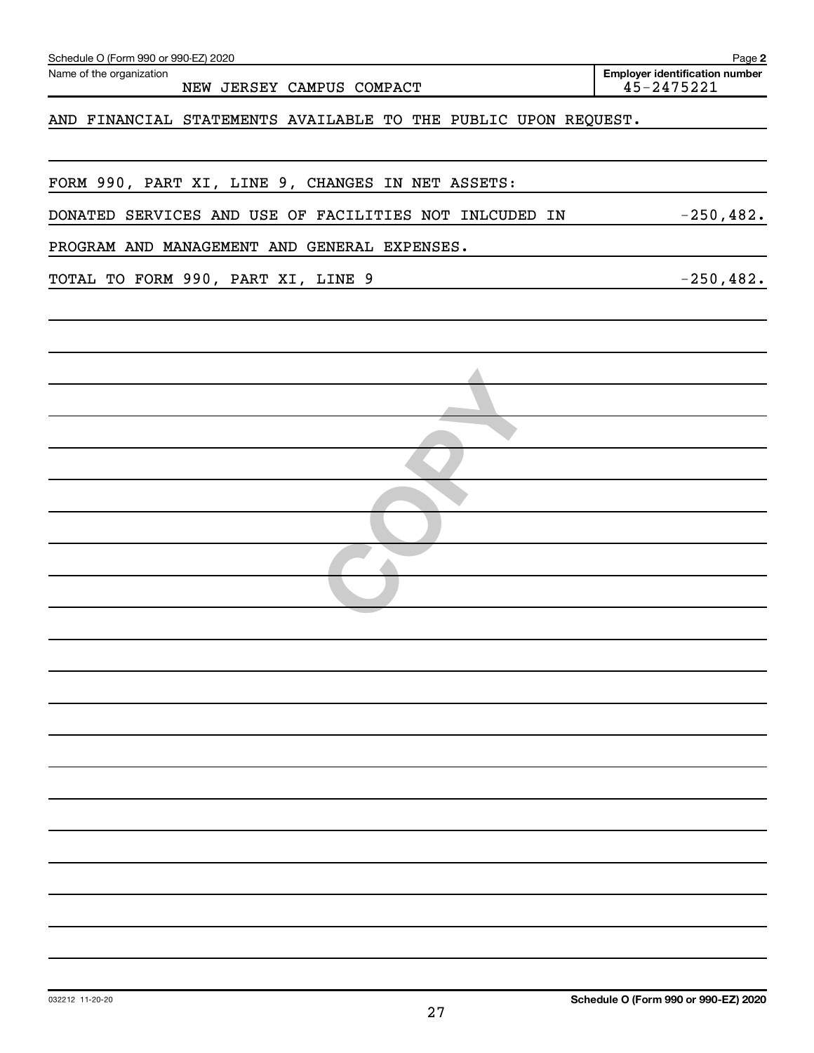Schedule O (Form 990 or 990-EZ) 2020

Name of the organization: NEW JERSEY CAMPUS COMPACT

Employer identification number: 45-2475221

AND FINANCIAL STATEMENTS AVAILABLE TO THE PUBLIC UPON REQUEST.

FORM 990, PART XI, LINE 9, CHANGES IN NET ASSETS:

| | |
|---|---|
| DONATED SERVICES AND USE OF FACILITIES NOT INLCUDED IN PROGRAM AND MANAGEMENT AND GENERAL EXPENSES. | -250,482. |
| TOTAL TO FORM 990, PART XI, LINE 9 | -250,482. |

COPY